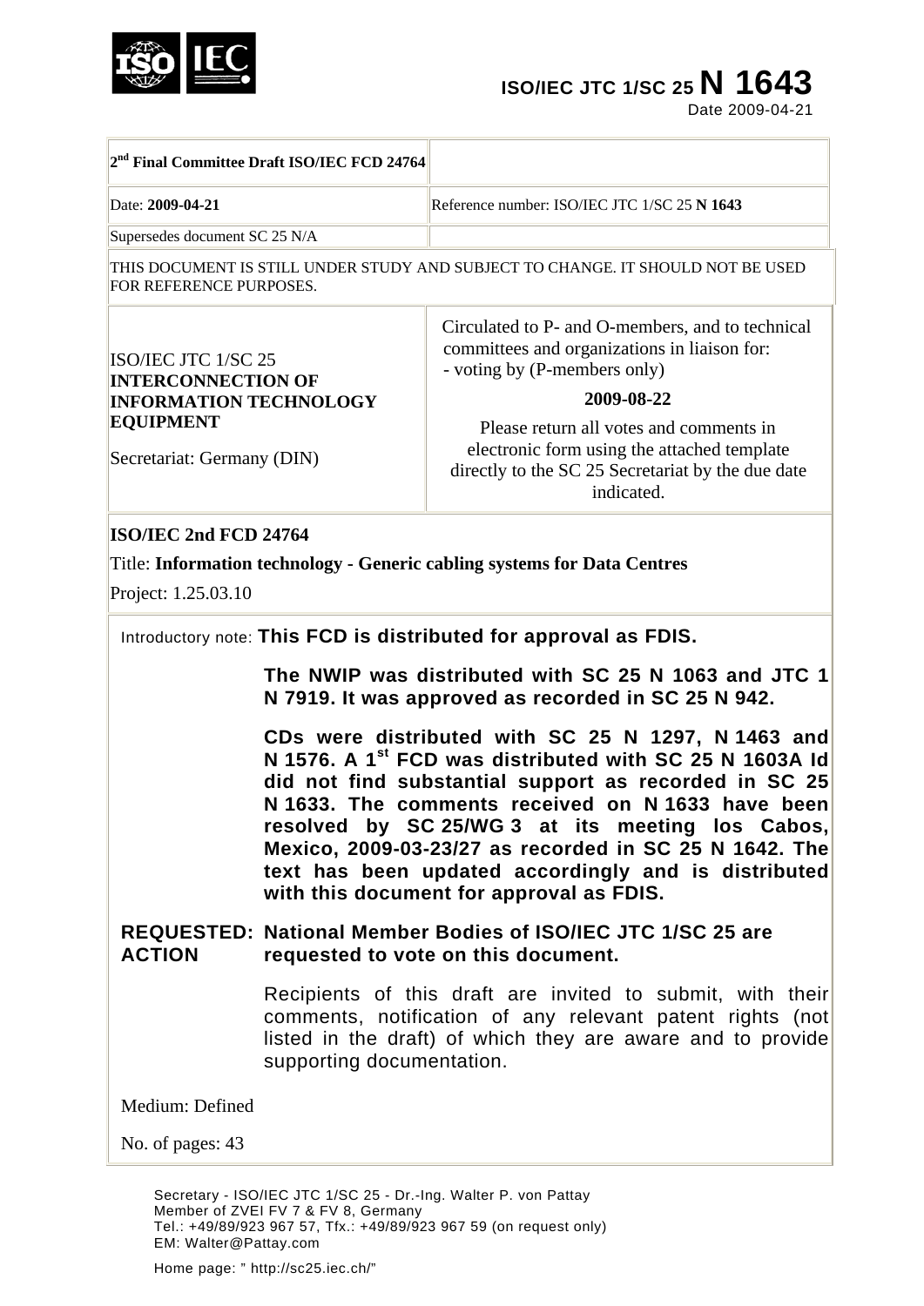ISO/IEC JTC 1/SC 25 **N 1643**

Date 2009-04-21

| 2[nd] Final Committee Draft ISO/IEC FCD 24764 | |
|---|---|
| Date: **2009-04-21** | Reference number: ISO/IEC JTC 1/SC 25 **N 1643** |
| Supersedes document SC 25 N/A | |

THIS DOCUMENT IS STILL UNDER STUDY AND SUBJECT TO CHANGE. IT SHOULD NOT BE USED FOR REFERENCE PURPOSES.

| ISO/IEC JTC 1/SC 25<br>**INTERCONNECTION OF INFORMATION TECHNOLOGY EQUIPMENT**<br><br>Secretariat: Germany (DIN) | Circulated to P- and O-members, and to technical committees and organizations in liaison for:<br>- voting by (P-members only)<br><br>**2009-08-22**<br><br>Please return all votes and comments in electronic form using the attached template directly to the SC 25 Secretariat by the due date indicated. |
|---|---|

**ISO/IEC 2nd FCD 24764**

Title: **Information technology - Generic cabling systems for Data Centres**

Project: 1.25.03.10

Introductory note: **This FCD is distributed for approval as FDIS.**

**The NWIP was distributed with SC 25 N 1063 and JTC 1 N 7919. It was approved as recorded in SC 25 N 942.**

**CDs were distributed with SC 25 N 1297, N 1463 and N 1576. A 1[st] FCD was distributed with SC 25 N 1603A Id did not find substantial support as recorded in SC 25 N 1633. The comments received on N 1633 have been resolved by SC 25/WG 3 at its meeting los Cabos, Mexico, 2009-03-23/27 as recorded in SC 25 N 1642. The text has been updated accordingly and is distributed with this document for approval as FDIS.**

**REQUESTED ACTION:** **National Member Bodies of ISO/IEC JTC 1/SC 25 are requested to vote on this document.**

Recipients of this draft are invited to submit, with their comments, notification of any relevant patent rights (not listed in the draft) of which they are aware and to provide supporting documentation.

Medium: Defined

No. of pages: 43

Secretary - ISO/IEC JTC 1/SC 25 - Dr.-Ing. Walter P. von Pattay
Member of ZVEI FV 7 & FV 8, Germany
Tel.: +49/89/923 967 57, Tfx.: +49/89/923 967 59 (on request only)
EM: Walter@Pattay.com

Home page: " http://sc25.iec.ch/"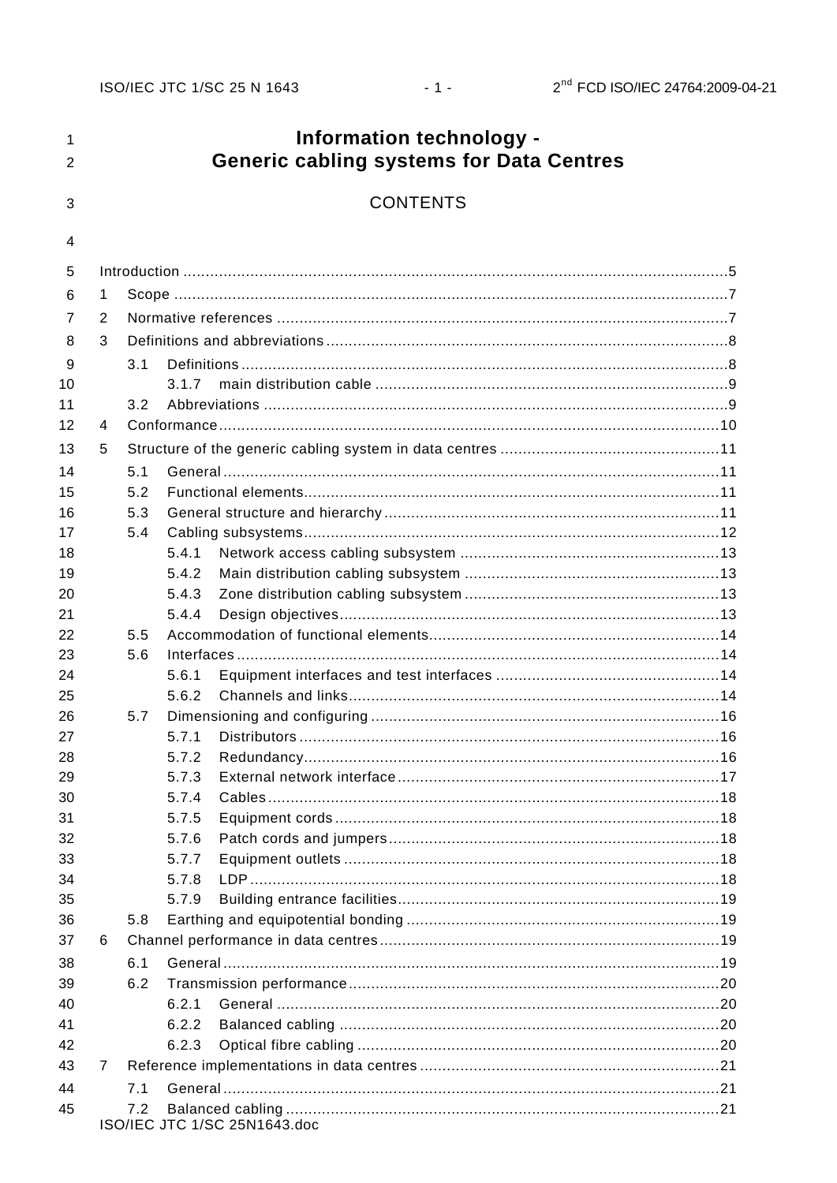# Information technology - Generic cabling systems for Data Centres

CONTENTS

Introduction ........................................................................................................................5
1 Scope ...........................................................................................................................7
2 Normative references ....................................................................................................7
3 Definitions and abbreviations .........................................................................................8
3.1 Definitions ............................................................................................................8
3.1.7 main distribution cable ..............................................................................9
3.2 Abbreviations .......................................................................................................9
4 Conformance ................................................................................................................10
5 Structure of the generic cabling system in data centres .................................................11
5.1 General ...............................................................................................................11
5.2 Functional elements.............................................................................................11
5.3 General structure and hierarchy ...........................................................................11
5.4 Cabling subsystems.............................................................................................12
5.4.1 Network access cabling subsystem ..........................................................13
5.4.2 Main distribution cabling subsystem .........................................................13
5.4.3 Zone distribution cabling subsystem .........................................................13
5.4.4 Design objectives.....................................................................................13
5.5 Accommodation of functional elements.................................................................14
5.6 Interfaces ............................................................................................................14
5.6.1 Equipment interfaces and test interfaces ..................................................14
5.6.2 Channels and links...................................................................................14
5.7 Dimensioning and configuring ..............................................................................16
5.7.1 Distributors ..............................................................................................16
5.7.2 Redundancy.............................................................................................16
5.7.3 External network interface ........................................................................17
5.7.4 Cables ....................................................................................................18
5.7.5 Equipment cords ......................................................................................18
5.7.6 Patch cords and jumpers ..........................................................................18
5.7.7 Equipment outlets ....................................................................................18
5.7.8 LDP .........................................................................................................18
5.7.9 Building entrance facilities........................................................................19
5.8 Earthing and equipotential bonding ......................................................................19
6 Channel performance in data centres ............................................................................19
6.1 General ...............................................................................................................19
6.2 Transmission performance ..................................................................................20
6.2.1 General ...................................................................................................20
6.2.2 Balanced cabling .....................................................................................20
6.2.3 Optical fibre cabling .................................................................................20
7 Reference implementations in data centres ...................................................................21
7.1 General ...............................................................................................................21
7.2 Balanced cabling .................................................................................................21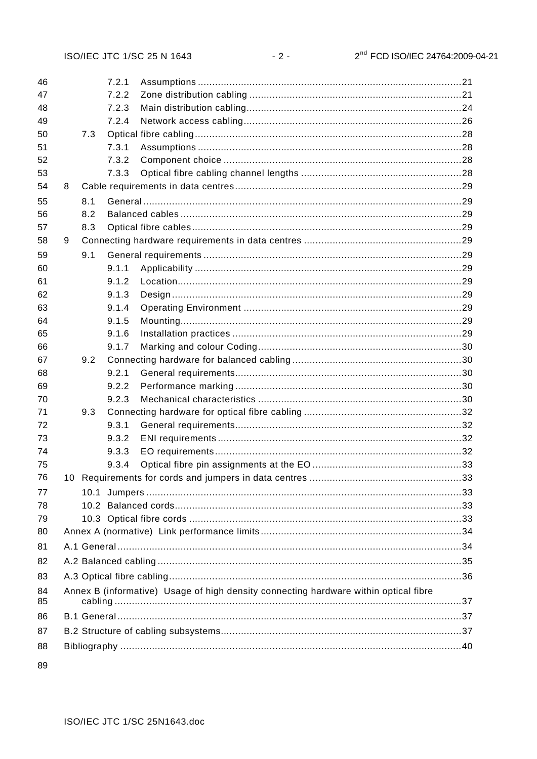7.2.1 Assumptions ... 21
7.2.2 Zone distribution cabling ... 21
7.2.3 Main distribution cabling ... 24
7.2.4 Network access cabling ... 26
7.3 Optical fibre cabling ... 28
7.3.1 Assumptions ... 28
7.3.2 Component choice ... 28
7.3.3 Optical fibre cabling channel lengths ... 28
8 Cable requirements in data centres ... 29
8.1 General ... 29
8.2 Balanced cables ... 29
8.3 Optical fibre cables ... 29
9 Connecting hardware requirements in data centres ... 29
9.1 General requirements ... 29
9.1.1 Applicability ... 29
9.1.2 Location ... 29
9.1.3 Design ... 29
9.1.4 Operating Environment ... 29
9.1.5 Mounting ... 29
9.1.6 Installation practices ... 29
9.1.7 Marking and colour Coding ... 30
9.2 Connecting hardware for balanced cabling ... 30
9.2.1 General requirements ... 30
9.2.2 Performance marking ... 30
9.2.3 Mechanical characteristics ... 30
9.3 Connecting hardware for optical fibre cabling ... 32
9.3.1 General requirements ... 32
9.3.2 ENI requirements ... 32
9.3.3 EO requirements ... 32
9.3.4 Optical fibre pin assignments at the EO ... 33
10 Requirements for cords and jumpers in data centres ... 33
10.1 Jumpers ... 33
10.2 Balanced cords ... 33
10.3 Optical fibre cords ... 33
Annex A (normative) Link performance limits ... 34
A.1 General ... 34
A.2 Balanced cabling ... 35
A.3 Optical fibre cabling ... 36
Annex B (informative) Usage of high density connecting hardware within optical fibre cabling ... 37
B.1 General ... 37
B.2 Structure of cabling subsystems ... 37
Bibliography ... 40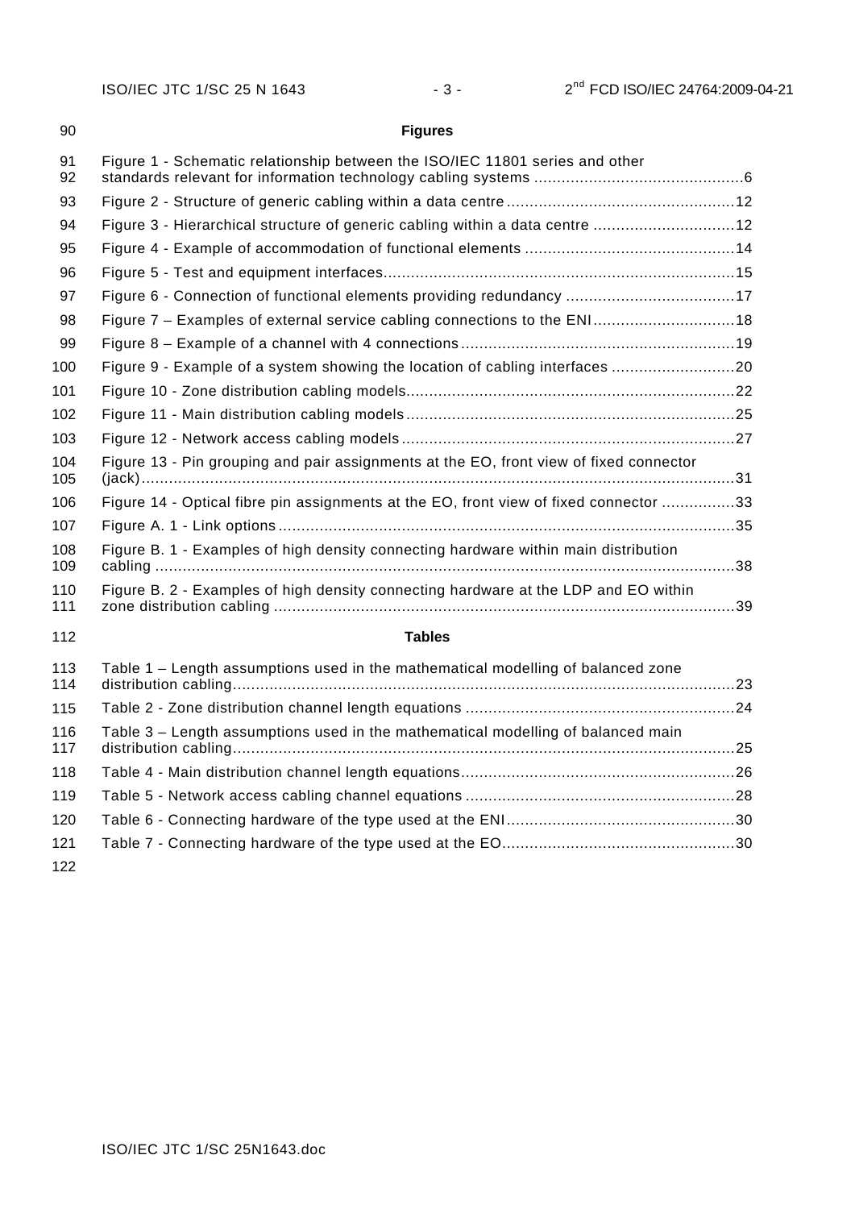**Figures**

Figure 1 - Schematic relationship between the ISO/IEC 11801 series and other standards relevant for information technology cabling systems ............................................. 6

Figure 2 - Structure of generic cabling within a data centre ................................................ 12

Figure 3 - Hierarchical structure of generic cabling within a data centre ............................... 12

Figure 4 - Example of accommodation of functional elements ............................................. 14

Figure 5 - Test and equipment interfaces ............................................................................ 15

Figure 6 - Connection of functional elements providing redundancy ..................................... 17

Figure 7 – Examples of external service cabling connections to the ENI ............................... 18

Figure 8 – Example of a channel with 4 connections ............................................................ 19

Figure 9 - Example of a system showing the location of cabling interfaces ........................... 20

Figure 10 - Zone distribution cabling models ........................................................................ 22

Figure 11 - Main distribution cabling models ........................................................................ 25

Figure 12 - Network access cabling models ......................................................................... 27

Figure 13 - Pin grouping and pair assignments at the EO, front view of fixed connector (jack) ..................................................................................................................... 31

Figure 14 - Optical fibre pin assignments at the EO, front view of fixed connector ................ 33

Figure A. 1 - Link options .................................................................................................... 35

Figure B. 1 - Examples of high density connecting hardware within main distribution cabling ................................................................................................................. 38

Figure B. 2 - Examples of high density connecting hardware at the LDP and EO within zone distribution cabling ...................................................................................................... 39

**Tables**

Table 1 – Length assumptions used in the mathematical modelling of balanced zone distribution cabling .............................................................................................................. 23

Table 2 - Zone distribution channel length equations ........................................................... 24

Table 3 – Length assumptions used in the mathematical modelling of balanced main distribution cabling .............................................................................................................. 25

Table 4 - Main distribution channel length equations ............................................................ 26

Table 5 - Network access cabling channel equations ........................................................... 28

Table 6 - Connecting hardware of the type used at the ENI .................................................. 30

Table 7 - Connecting hardware of the type used at the EO ................................................... 30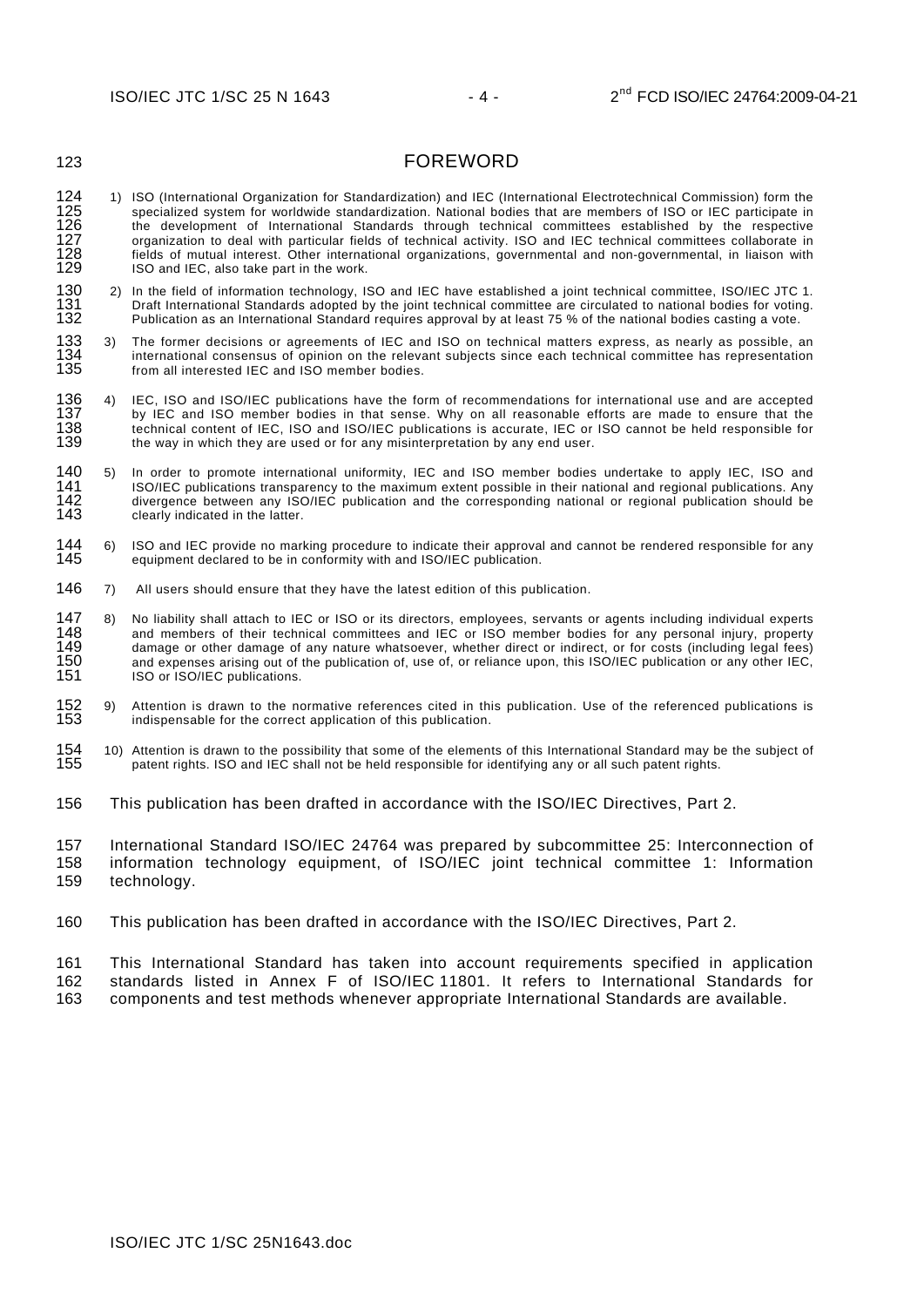# FOREWORD

1) ISO (International Organization for Standardization) and IEC (International Electrotechnical Commission) form the specialized system for worldwide standardization. National bodies that are members of ISO or IEC participate in the development of International Standards through technical committees established by the respective organization to deal with particular fields of technical activity. ISO and IEC technical committees collaborate in fields of mutual interest. Other international organizations, governmental and non-governmental, in liaison with ISO and IEC, also take part in the work.

2) In the field of information technology, ISO and IEC have established a joint technical committee, ISO/IEC JTC 1. Draft International Standards adopted by the joint technical committee are circulated to national bodies for voting. Publication as an International Standard requires approval by at least 75 % of the national bodies casting a vote.

3) The former decisions or agreements of IEC and ISO on technical matters express, as nearly as possible, an international consensus of opinion on the relevant subjects since each technical committee has representation from all interested IEC and ISO member bodies.

4) IEC, ISO and ISO/IEC publications have the form of recommendations for international use and are accepted by IEC and ISO member bodies in that sense. Why on all reasonable efforts are made to ensure that the technical content of IEC, ISO and ISO/IEC publications is accurate, IEC or ISO cannot be held responsible for the way in which they are used or for any misinterpretation by any end user.

5) In order to promote international uniformity, IEC and ISO member bodies undertake to apply IEC, ISO and ISO/IEC publications transparency to the maximum extent possible in their national and regional publications. Any divergence between any ISO/IEC publication and the corresponding national or regional publication should be clearly indicated in the latter.

6) ISO and IEC provide no marking procedure to indicate their approval and cannot be rendered responsible for any equipment declared to be in conformity with and ISO/IEC publication.

7) All users should ensure that they have the latest edition of this publication.

8) No liability shall attach to IEC or ISO or its directors, employees, servants or agents including individual experts and members of their technical committees and IEC or ISO member bodies for any personal injury, property damage or other damage of any nature whatsoever, whether direct or indirect, or for costs (including legal fees) and expenses arising out of the publication of, use of, or reliance upon, this ISO/IEC publication or any other IEC, ISO or ISO/IEC publications.

9) Attention is drawn to the normative references cited in this publication. Use of the referenced publications is indispensable for the correct application of this publication.

10) Attention is drawn to the possibility that some of the elements of this International Standard may be the subject of patent rights. ISO and IEC shall not be held responsible for identifying any or all such patent rights.

This publication has been drafted in accordance with the ISO/IEC Directives, Part 2.

International Standard ISO/IEC 24764 was prepared by subcommittee 25: Interconnection of information technology equipment, of ISO/IEC joint technical committee 1: Information technology.

This publication has been drafted in accordance with the ISO/IEC Directives, Part 2.

This International Standard has taken into account requirements specified in application standards listed in Annex F of ISO/IEC 11801. It refers to International Standards for components and test methods whenever appropriate International Standards are available.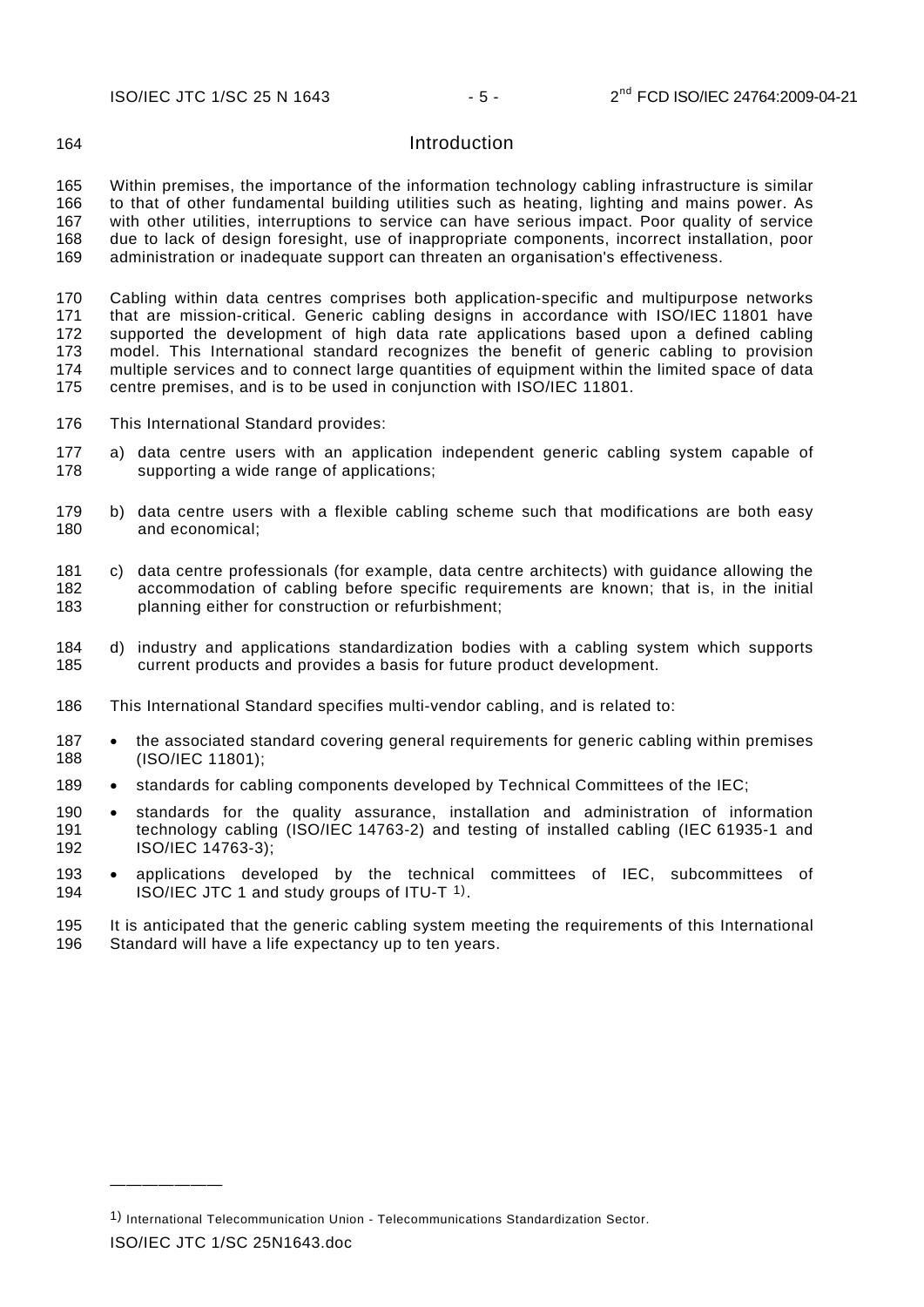# Introduction

Within premises, the importance of the information technology cabling infrastructure is similar to that of other fundamental building utilities such as heating, lighting and mains power. As with other utilities, interruptions to service can have serious impact. Poor quality of service due to lack of design foresight, use of inappropriate components, incorrect installation, poor administration or inadequate support can threaten an organisation's effectiveness.

Cabling within data centres comprises both application-specific and multipurpose networks that are mission-critical. Generic cabling designs in accordance with ISO/IEC 11801 have supported the development of high data rate applications based upon a defined cabling model. This International standard recognizes the benefit of generic cabling to provision multiple services and to connect large quantities of equipment within the limited space of data centre premises, and is to be used in conjunction with ISO/IEC 11801.

This International Standard provides:

a) data centre users with an application independent generic cabling system capable of supporting a wide range of applications;

b) data centre users with a flexible cabling scheme such that modifications are both easy and economical;

c) data centre professionals (for example, data centre architects) with guidance allowing the accommodation of cabling before specific requirements are known; that is, in the initial planning either for construction or refurbishment;

d) industry and applications standardization bodies with a cabling system which supports current products and provides a basis for future product development.

This International Standard specifies multi-vendor cabling, and is related to:

- the associated standard covering general requirements for generic cabling within premises (ISO/IEC 11801);
- standards for cabling components developed by Technical Committees of the IEC;
- standards for the quality assurance, installation and administration of information technology cabling (ISO/IEC 14763-2) and testing of installed cabling (IEC 61935-1 and ISO/IEC 14763-3);
- applications developed by the technical committees of IEC, subcommittees of ISO/IEC JTC 1 and study groups of ITU-T [1]).

It is anticipated that the generic cabling system meeting the requirements of this International Standard will have a life expectancy up to ten years.

---

[1]) International Telecommunication Union - Telecommunications Standardization Sector.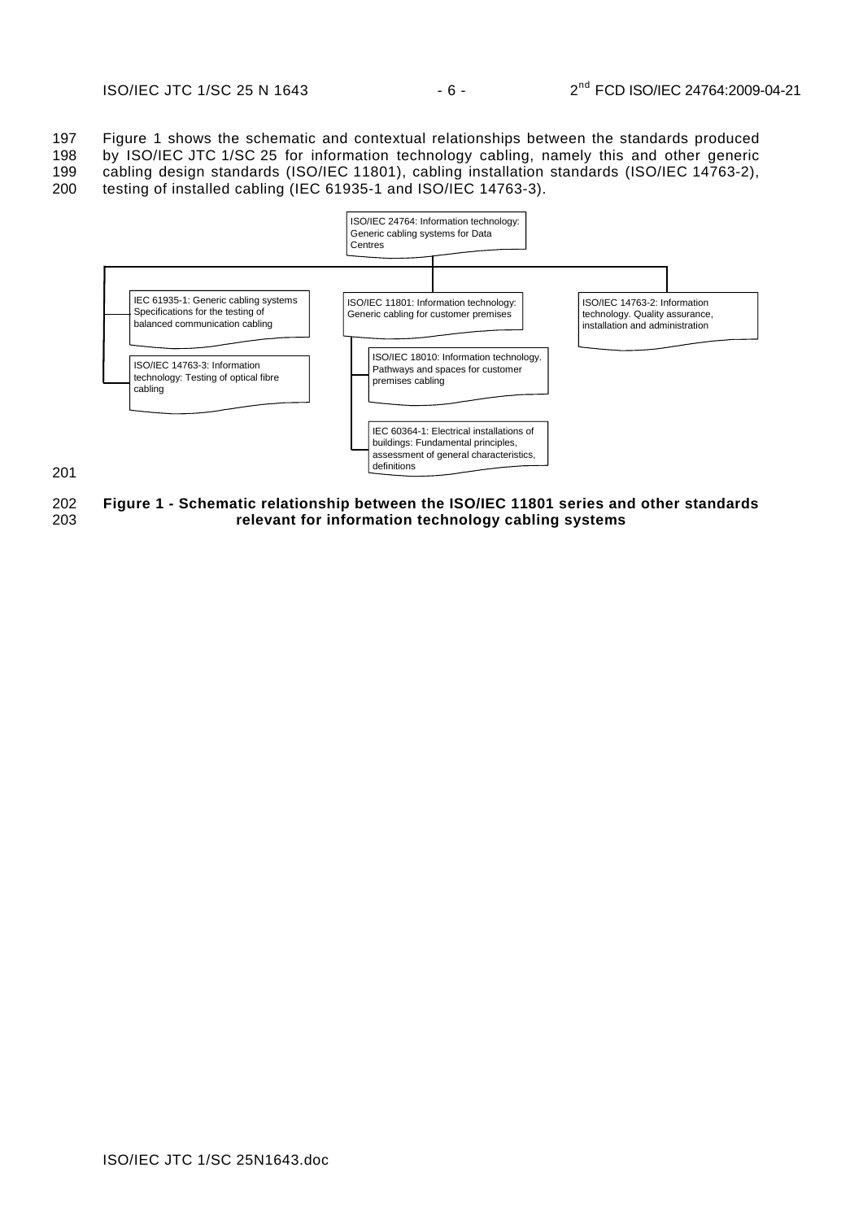197 Figure 1 shows the schematic and contextual relationships between the standards produced
198 by ISO/IEC JTC 1/SC 25 for information technology cabling, namely this and other generic
199 cabling design standards (ISO/IEC 11801), cabling installation standards (ISO/IEC 14763-2),
200 testing of installed cabling (IEC 61935-1 and ISO/IEC 14763-3).

ISO/IEC 24764: Information technology: Generic cabling systems for Data Centres

IEC 61935-1: Generic cabling systems Specifications for the testing of balanced communication cabling

ISO/IEC 14763-3: Information technology: Testing of optical fibre cabling

ISO/IEC 11801: Information technology: Generic cabling for customer premises

ISO/IEC 18010: Information technology. Pathways and spaces for customer premises cabling

IEC 60364-1: Electrical installations of buildings: Fundamental principles, assessment of general characteristics, definitions

ISO/IEC 14763-2: Information technology. Quality assurance, installation and administration

201

202 **Figure 1 - Schematic relationship between the ISO/IEC 11801 series and other standards**
203 **relevant for information technology cabling systems**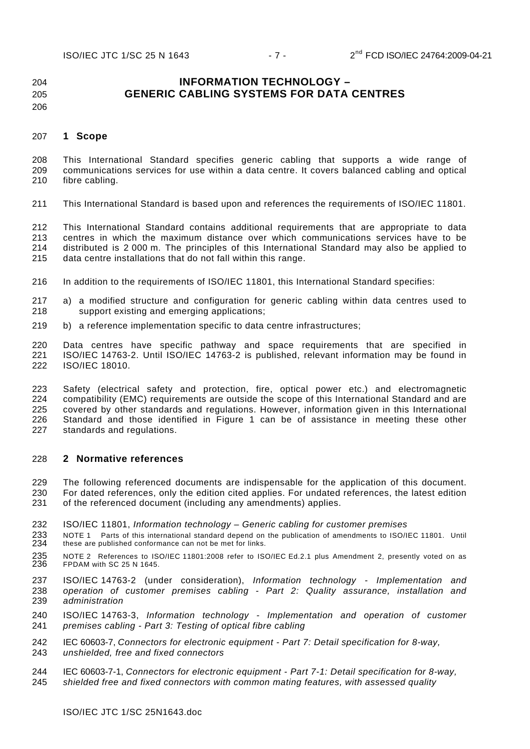# INFORMATION TECHNOLOGY – GENERIC CABLING SYSTEMS FOR DATA CENTRES

## 1 Scope

This International Standard specifies generic cabling that supports a wide range of communications services for use within a data centre. It covers balanced cabling and optical fibre cabling.

This International Standard is based upon and references the requirements of ISO/IEC 11801.

This International Standard contains additional requirements that are appropriate to data centres in which the maximum distance over which communications services have to be distributed is 2 000 m. The principles of this International Standard may also be applied to data centre installations that do not fall within this range.

In addition to the requirements of ISO/IEC 11801, this International Standard specifies:

a) a modified structure and configuration for generic cabling within data centres used to support existing and emerging applications;

b) a reference implementation specific to data centre infrastructures;

Data centres have specific pathway and space requirements that are specified in ISO/IEC 14763-2. Until ISO/IEC 14763-2 is published, relevant information may be found in ISO/IEC 18010.

Safety (electrical safety and protection, fire, optical power etc.) and electromagnetic compatibility (EMC) requirements are outside the scope of this International Standard and are covered by other standards and regulations. However, information given in this International Standard and those identified in Figure 1 can be of assistance in meeting these other standards and regulations.

## 2 Normative references

The following referenced documents are indispensable for the application of this document. For dated references, only the edition cited applies. For undated references, the latest edition of the referenced document (including any amendments) applies.

ISO/IEC 11801, *Information technology – Generic cabling for customer premises*

NOTE 1 Parts of this international standard depend on the publication of amendments to ISO/IEC 11801. Until these are published conformance can not be met for links.

NOTE 2 References to ISO/IEC 11801:2008 refer to ISO/IEC Ed.2.1 plus Amendment 2, presently voted on as FPDAM with SC 25 N 1645.

ISO/IEC 14763-2 (under consideration), *Information technology - Implementation and operation of customer premises cabling - Part 2: Quality assurance, installation and administration*

ISO/IEC 14763-3, *Information technology - Implementation and operation of customer premises cabling - Part 3: Testing of optical fibre cabling*

IEC 60603-7, *Connectors for electronic equipment - Part 7: Detail specification for 8-way, unshielded, free and fixed connectors*

IEC 60603-7-1, *Connectors for electronic equipment - Part 7-1: Detail specification for 8-way, shielded free and fixed connectors with common mating features, with assessed quality*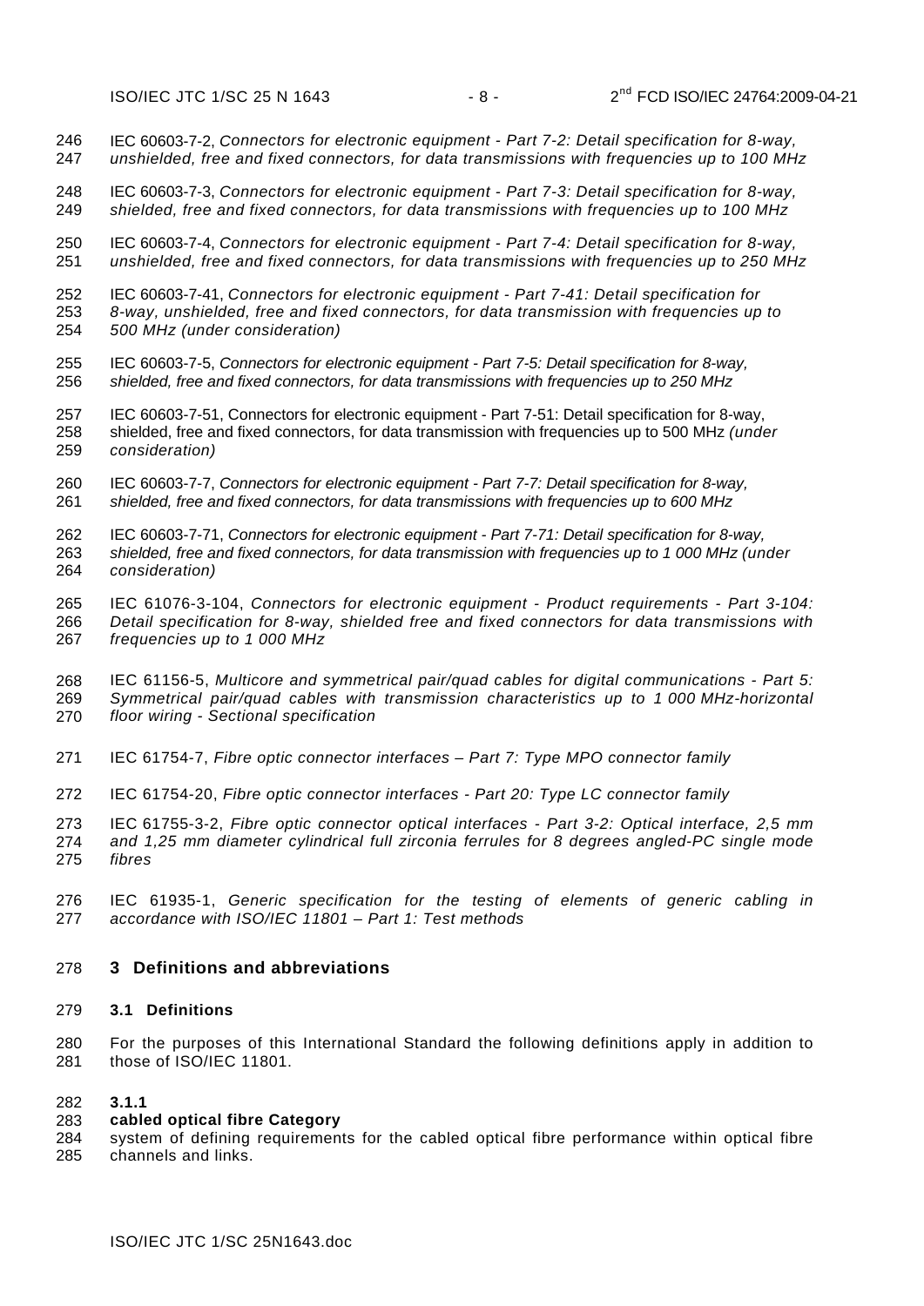IEC 60603-7-2, *Connectors for electronic equipment - Part 7-2: Detail specification for 8-way, unshielded, free and fixed connectors, for data transmissions with frequencies up to 100 MHz*

IEC 60603-7-3, *Connectors for electronic equipment - Part 7-3: Detail specification for 8-way, shielded, free and fixed connectors, for data transmissions with frequencies up to 100 MHz*

IEC 60603-7-4, *Connectors for electronic equipment - Part 7-4: Detail specification for 8-way, unshielded, free and fixed connectors, for data transmissions with frequencies up to 250 MHz*

IEC 60603-7-41, *Connectors for electronic equipment - Part 7-41: Detail specification for 8-way, unshielded, free and fixed connectors, for data transmission with frequencies up to 500 MHz (under consideration)*

IEC 60603-7-5, *Connectors for electronic equipment - Part 7-5: Detail specification for 8-way, shielded, free and fixed connectors, for data transmissions with frequencies up to 250 MHz*

IEC 60603-7-51, Connectors for electronic equipment - Part 7-51: Detail specification for 8-way, shielded, free and fixed connectors, for data transmission with frequencies up to 500 MHz *(under consideration)*

IEC 60603-7-7, *Connectors for electronic equipment - Part 7-7: Detail specification for 8-way, shielded, free and fixed connectors, for data transmissions with frequencies up to 600 MHz*

IEC 60603-7-71, *Connectors for electronic equipment - Part 7-71: Detail specification for 8-way, shielded, free and fixed connectors, for data transmission with frequencies up to 1 000 MHz (under consideration)*

IEC 61076-3-104, *Connectors for electronic equipment - Product requirements - Part 3-104: Detail specification for 8-way, shielded free and fixed connectors for data transmissions with frequencies up to 1 000 MHz*

IEC 61156-5, *Multicore and symmetrical pair/quad cables for digital communications - Part 5: Symmetrical pair/quad cables with transmission characteristics up to 1 000 MHz-horizontal floor wiring - Sectional specification*

IEC 61754-7, *Fibre optic connector interfaces – Part 7: Type MPO connector family*

IEC 61754-20, *Fibre optic connector interfaces - Part 20: Type LC connector family*

IEC 61755-3-2, *Fibre optic connector optical interfaces - Part 3-2: Optical interface, 2,5 mm and 1,25 mm diameter cylindrical full zirconia ferrules for 8 degrees angled-PC single mode fibres*

IEC 61935-1, *Generic specification for the testing of elements of generic cabling in accordance with ISO/IEC 11801 – Part 1: Test methods*

# 3 Definitions and abbreviations

## 3.1 Definitions

For the purposes of this International Standard the following definitions apply in addition to those of ISO/IEC 11801.

**3.1.1**
**cabled optical fibre Category**
system of defining requirements for the cabled optical fibre performance within optical fibre channels and links.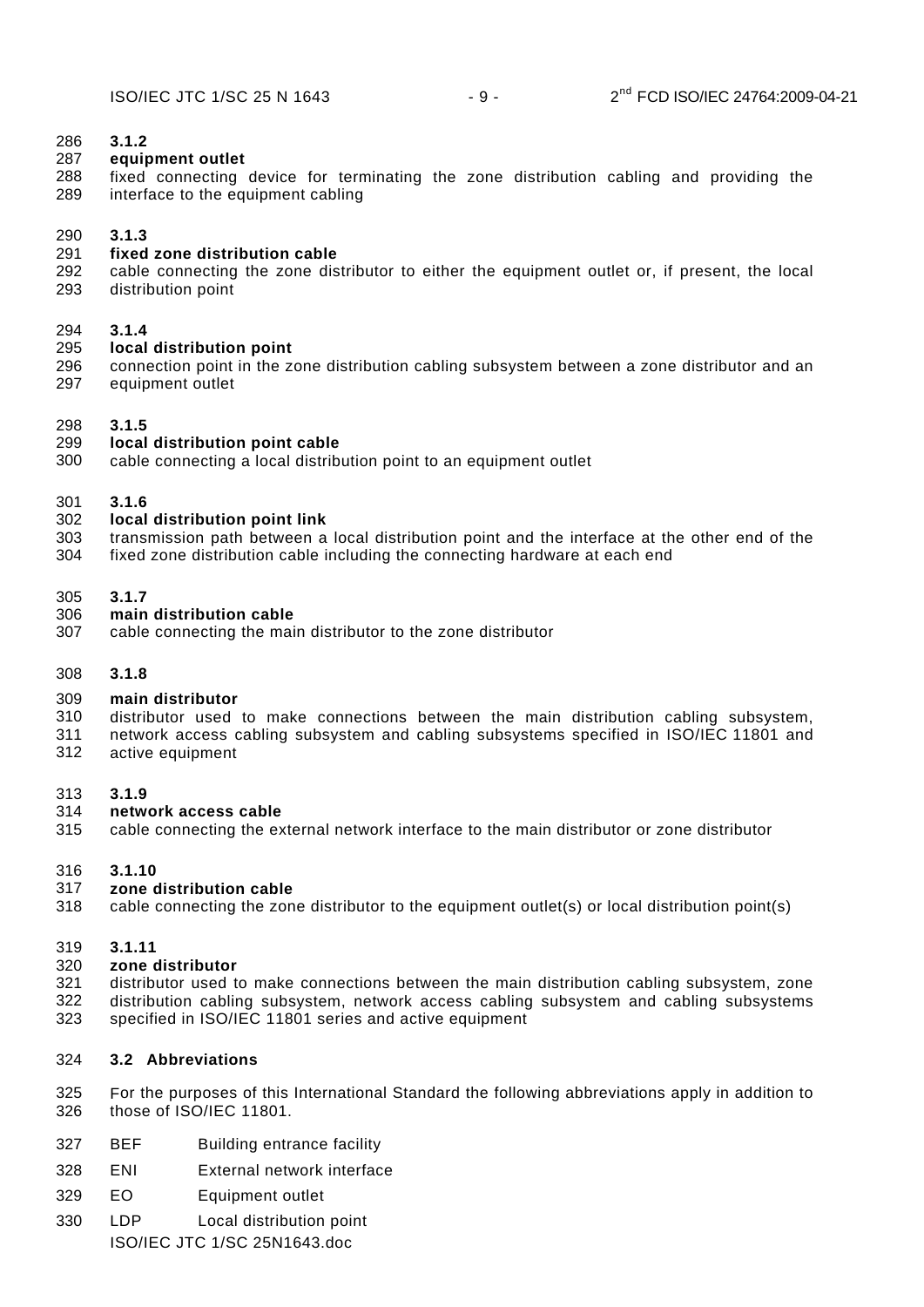**3.1.2**
**equipment outlet**
fixed connecting device for terminating the zone distribution cabling and providing the interface to the equipment cabling

**3.1.3**
**fixed zone distribution cable**
cable connecting the zone distributor to either the equipment outlet or, if present, the local distribution point

**3.1.4**
**local distribution point**
connection point in the zone distribution cabling subsystem between a zone distributor and an equipment outlet

**3.1.5**
**local distribution point cable**
cable connecting a local distribution point to an equipment outlet

**3.1.6**
**local distribution point link**
transmission path between a local distribution point and the interface at the other end of the fixed zone distribution cable including the connecting hardware at each end

**3.1.7**
**main distribution cable**
cable connecting the main distributor to the zone distributor

**3.1.8**

**main distributor**
distributor used to make connections between the main distribution cabling subsystem, network access cabling subsystem and cabling subsystems specified in ISO/IEC 11801 and active equipment

**3.1.9**
**network access cable**
cable connecting the external network interface to the main distributor or zone distributor

**3.1.10**
**zone distribution cable**
cable connecting the zone distributor to the equipment outlet(s) or local distribution point(s)

**3.1.11**
**zone distributor**
distributor used to make connections between the main distribution cabling subsystem, zone distribution cabling subsystem, network access cabling subsystem and cabling subsystems specified in ISO/IEC 11801 series and active equipment

### 3.2 Abbreviations

For the purposes of this International Standard the following abbreviations apply in addition to those of ISO/IEC 11801.

BEF Building entrance facility

ENI External network interface

EO Equipment outlet

LDP Local distribution point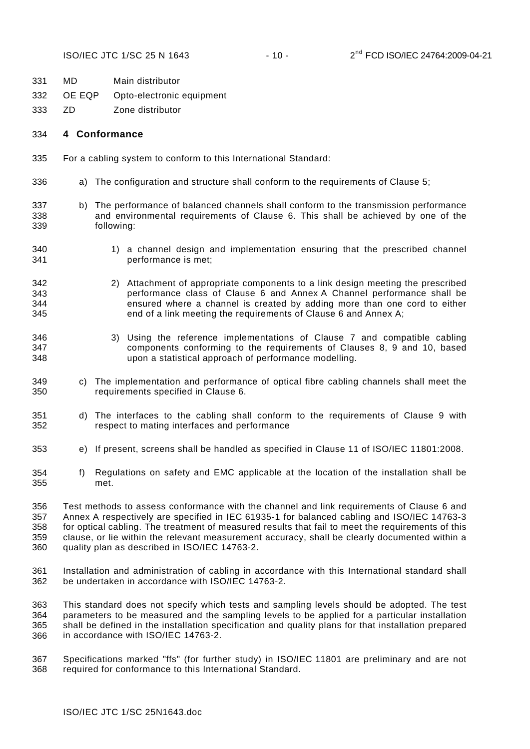| | |
|---|---|
| MD | Main distributor |
| OE EQP | Opto-electronic equipment |
| ZD | Zone distributor |

## 4 Conformance

For a cabling system to conform to this International Standard:

a) The configuration and structure shall conform to the requirements of Clause 5;

b) The performance of balanced channels shall conform to the transmission performance and environmental requirements of Clause 6. This shall be achieved by one of the following:

   1) a channel design and implementation ensuring that the prescribed channel performance is met;

   2) Attachment of appropriate components to a link design meeting the prescribed performance class of Clause 6 and Annex A Channel performance shall be ensured where a channel is created by adding more than one cord to either end of a link meeting the requirements of Clause 6 and Annex A;

   3) Using the reference implementations of Clause 7 and compatible cabling components conforming to the requirements of Clauses 8, 9 and 10, based upon a statistical approach of performance modelling.

c) The implementation and performance of optical fibre cabling channels shall meet the requirements specified in Clause 6.

d) The interfaces to the cabling shall conform to the requirements of Clause 9 with respect to mating interfaces and performance

e) If present, screens shall be handled as specified in Clause 11 of ISO/IEC 11801:2008.

f) Regulations on safety and EMC applicable at the location of the installation shall be met.

Test methods to assess conformance with the channel and link requirements of Clause 6 and Annex A respectively are specified in IEC 61935-1 for balanced cabling and ISO/IEC 14763-3 for optical cabling. The treatment of measured results that fail to meet the requirements of this clause, or lie within the relevant measurement accuracy, shall be clearly documented within a quality plan as described in ISO/IEC 14763-2.

Installation and administration of cabling in accordance with this International standard shall be undertaken in accordance with ISO/IEC 14763-2.

This standard does not specify which tests and sampling levels should be adopted. The test parameters to be measured and the sampling levels to be applied for a particular installation shall be defined in the installation specification and quality plans for that installation prepared in accordance with ISO/IEC 14763-2.

Specifications marked "ffs" (for further study) in ISO/IEC 11801 are preliminary and are not required for conformance to this International Standard.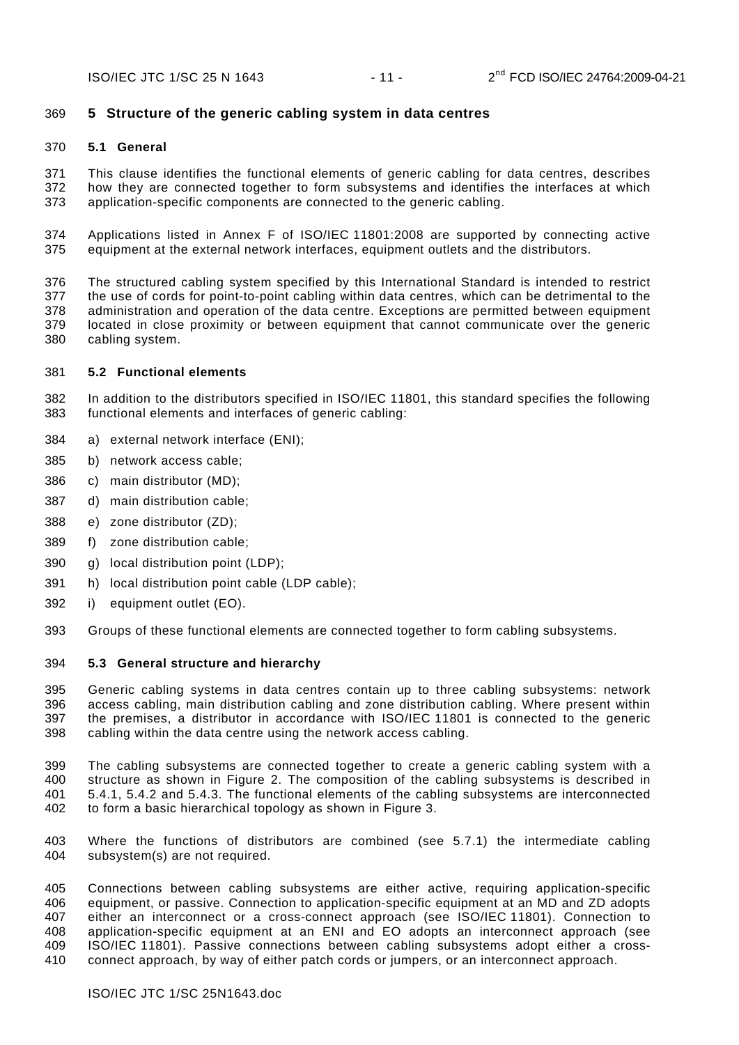# 5 Structure of the generic cabling system in data centres

## 5.1 General

This clause identifies the functional elements of generic cabling for data centres, describes how they are connected together to form subsystems and identifies the interfaces at which application-specific components are connected to the generic cabling.

Applications listed in Annex F of ISO/IEC 11801:2008 are supported by connecting active equipment at the external network interfaces, equipment outlets and the distributors.

The structured cabling system specified by this International Standard is intended to restrict the use of cords for point-to-point cabling within data centres, which can be detrimental to the administration and operation of the data centre. Exceptions are permitted between equipment located in close proximity or between equipment that cannot communicate over the generic cabling system.

## 5.2 Functional elements

In addition to the distributors specified in ISO/IEC 11801, this standard specifies the following functional elements and interfaces of generic cabling:

a) external network interface (ENI);

b) network access cable;

c) main distributor (MD);

d) main distribution cable;

e) zone distributor (ZD);

f) zone distribution cable;

g) local distribution point (LDP);

h) local distribution point cable (LDP cable);

i) equipment outlet (EO).

Groups of these functional elements are connected together to form cabling subsystems.

## 5.3 General structure and hierarchy

Generic cabling systems in data centres contain up to three cabling subsystems: network access cabling, main distribution cabling and zone distribution cabling. Where present within the premises, a distributor in accordance with ISO/IEC 11801 is connected to the generic cabling within the data centre using the network access cabling.

The cabling subsystems are connected together to create a generic cabling system with a structure as shown in Figure 2. The composition of the cabling subsystems is described in 5.4.1, 5.4.2 and 5.4.3. The functional elements of the cabling subsystems are interconnected to form a basic hierarchical topology as shown in Figure 3.

Where the functions of distributors are combined (see 5.7.1) the intermediate cabling subsystem(s) are not required.

Connections between cabling subsystems are either active, requiring application-specific equipment, or passive. Connection to application-specific equipment at an MD and ZD adopts either an interconnect or a cross-connect approach (see ISO/IEC 11801). Connection to application-specific equipment at an ENI and EO adopts an interconnect approach (see ISO/IEC 11801). Passive connections between cabling subsystems adopt either a cross-connect approach, by way of either patch cords or jumpers, or an interconnect approach.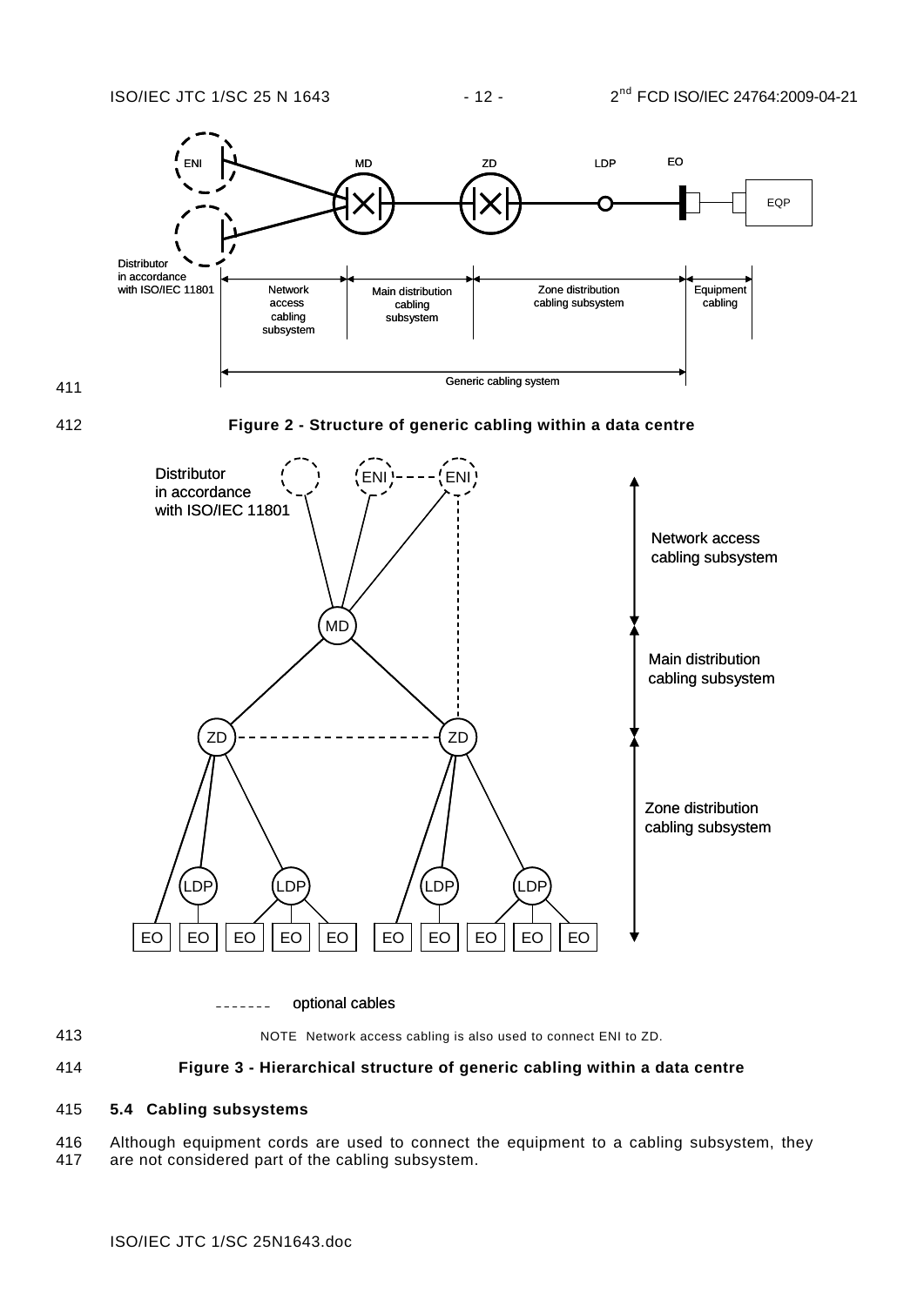Figure 2 - Structure of generic cabling within a data centre

NOTE Network access cabling is also used to connect ENI to ZD.

Figure 3 - Hierarchical structure of generic cabling within a data centre

### 5.4 Cabling subsystems

Although equipment cords are used to connect the equipment to a cabling subsystem, they are not considered part of the cabling subsystem.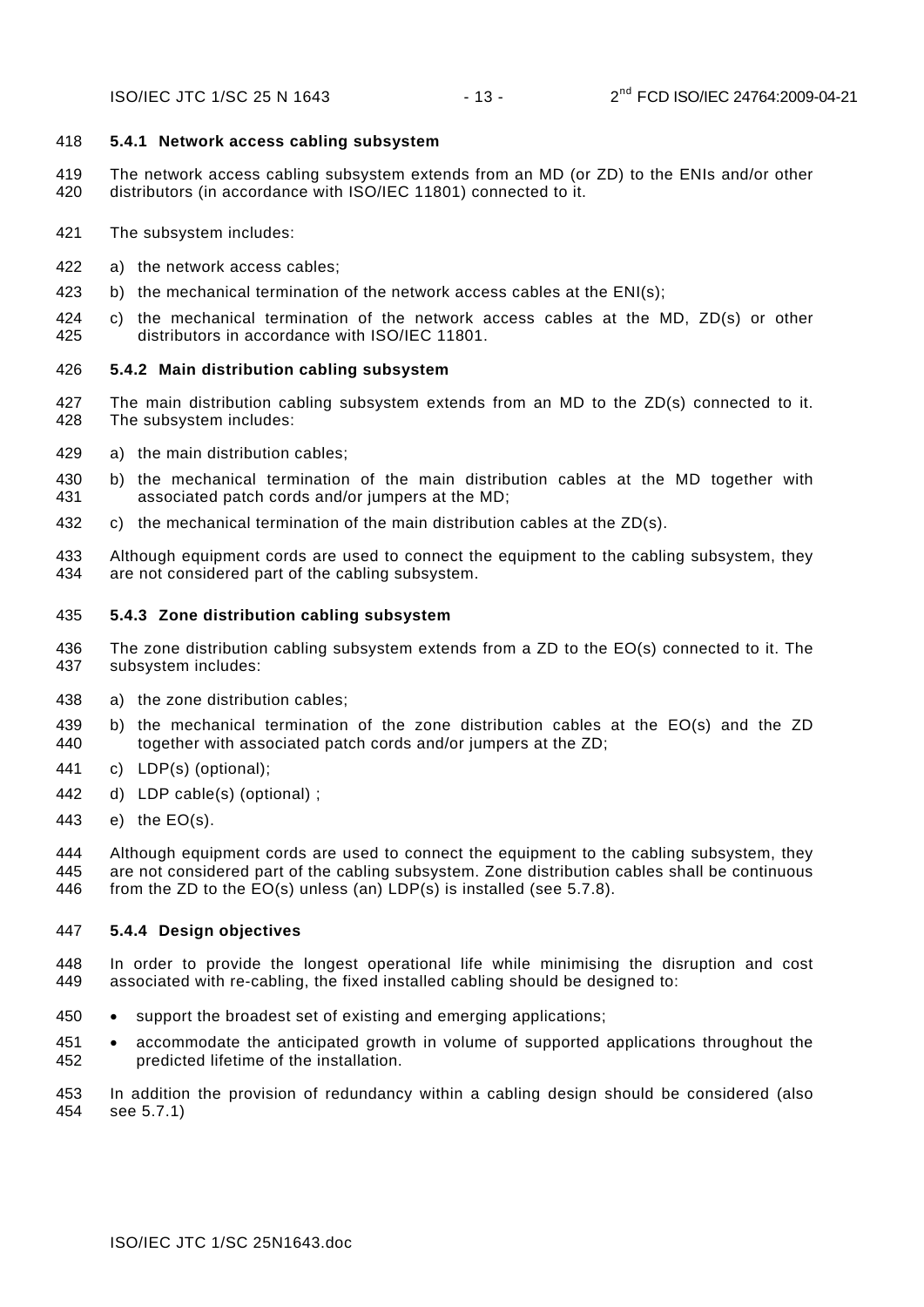#### 5.4.1 Network access cabling subsystem

The network access cabling subsystem extends from an MD (or ZD) to the ENIs and/or other distributors (in accordance with ISO/IEC 11801) connected to it.

The subsystem includes:

a) the network access cables;

b) the mechanical termination of the network access cables at the ENI(s);

c) the mechanical termination of the network access cables at the MD, ZD(s) or other distributors in accordance with ISO/IEC 11801.

#### 5.4.2 Main distribution cabling subsystem

The main distribution cabling subsystem extends from an MD to the ZD(s) connected to it. The subsystem includes:

a) the main distribution cables;

b) the mechanical termination of the main distribution cables at the MD together with associated patch cords and/or jumpers at the MD;

c) the mechanical termination of the main distribution cables at the ZD(s).

Although equipment cords are used to connect the equipment to the cabling subsystem, they are not considered part of the cabling subsystem.

#### 5.4.3 Zone distribution cabling subsystem

The zone distribution cabling subsystem extends from a ZD to the EO(s) connected to it. The subsystem includes:

a) the zone distribution cables;

b) the mechanical termination of the zone distribution cables at the EO(s) and the ZD together with associated patch cords and/or jumpers at the ZD;

c) LDP(s) (optional);

d) LDP cable(s) (optional) ;

e) the EO(s).

Although equipment cords are used to connect the equipment to the cabling subsystem, they are not considered part of the cabling subsystem. Zone distribution cables shall be continuous from the ZD to the EO(s) unless (an) LDP(s) is installed (see 5.7.8).

#### 5.4.4 Design objectives

In order to provide the longest operational life while minimising the disruption and cost associated with re-cabling, the fixed installed cabling should be designed to:

- support the broadest set of existing and emerging applications;
- accommodate the anticipated growth in volume of supported applications throughout the predicted lifetime of the installation.

In addition the provision of redundancy within a cabling design should be considered (also see 5.7.1)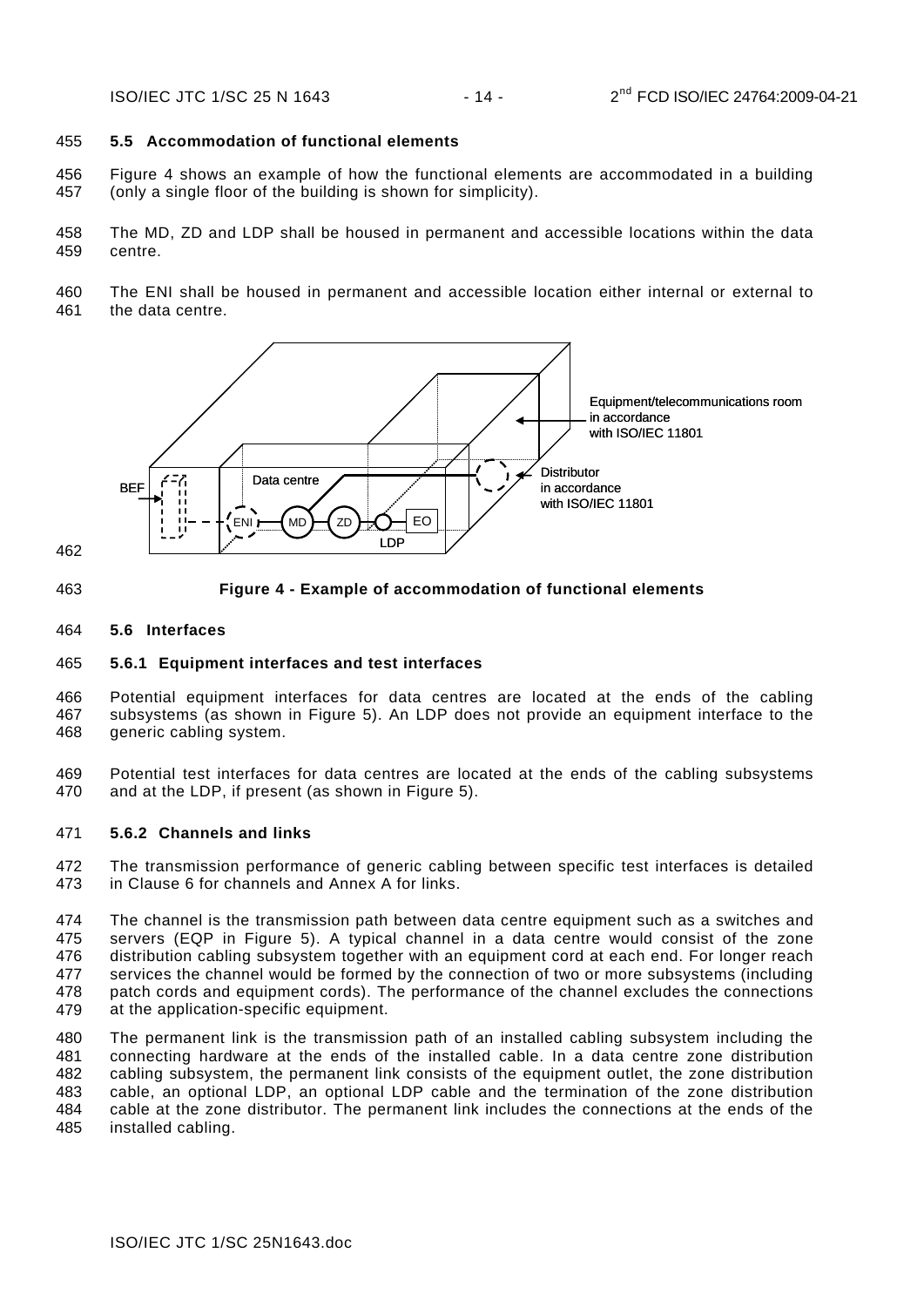## 5.5 Accommodation of functional elements

Figure 4 shows an example of how the functional elements are accommodated in a building (only a single floor of the building is shown for simplicity).

The MD, ZD and LDP shall be housed in permanent and accessible locations within the data centre.

The ENI shall be housed in permanent and accessible location either internal or external to the data centre.

**Figure 4 - Example of accommodation of functional elements**

## 5.6 Interfaces

### 5.6.1 Equipment interfaces and test interfaces

Potential equipment interfaces for data centres are located at the ends of the cabling subsystems (as shown in Figure 5). An LDP does not provide an equipment interface to the generic cabling system.

Potential test interfaces for data centres are located at the ends of the cabling subsystems and at the LDP, if present (as shown in Figure 5).

### 5.6.2 Channels and links

The transmission performance of generic cabling between specific test interfaces is detailed in Clause 6 for channels and Annex A for links.

The channel is the transmission path between data centre equipment such as a switches and servers (EQP in Figure 5). A typical channel in a data centre would consist of the zone distribution cabling subsystem together with an equipment cord at each end. For longer reach services the channel would be formed by the connection of two or more subsystems (including patch cords and equipment cords). The performance of the channel excludes the connections at the application-specific equipment.

The permanent link is the transmission path of an installed cabling subsystem including the connecting hardware at the ends of the installed cable. In a data centre zone distribution cabling subsystem, the permanent link consists of the equipment outlet, the zone distribution cable, an optional LDP, an optional LDP cable and the termination of the zone distribution cable at the zone distributor. The permanent link includes the connections at the ends of the installed cabling.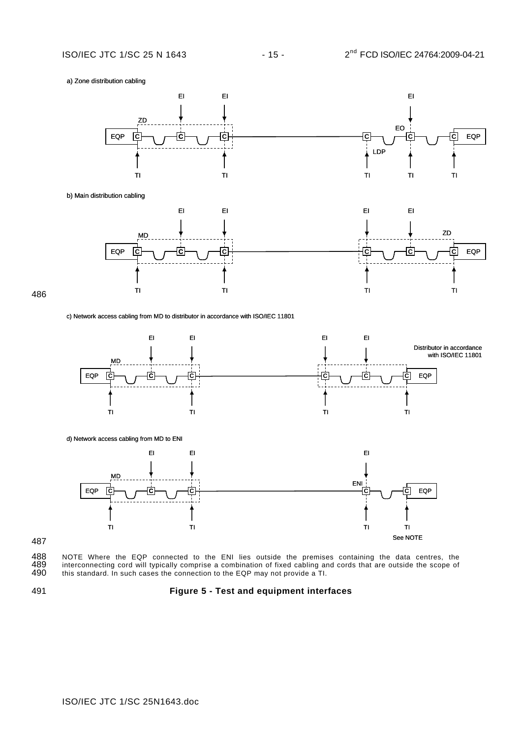a) Zone distribution cabling

b) Main distribution cabling

c) Network access cabling from MD to distributor in accordance with ISO/IEC 11801

d) Network access cabling from MD to ENI

NOTE Where the EQP connected to the ENI lies outside the premises containing the data centres, the interconnecting cord will typically comprise a combination of fixed cabling and cords that are outside the scope of this standard. In such cases the connection to the EQP may not provide a TI.

**Figure 5 - Test and equipment interfaces**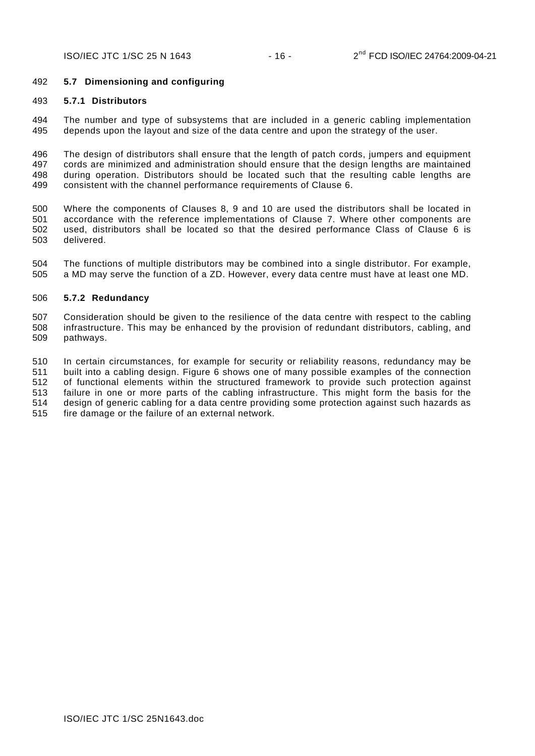## 5.7 Dimensioning and configuring

### 5.7.1 Distributors

The number and type of subsystems that are included in a generic cabling implementation depends upon the layout and size of the data centre and upon the strategy of the user.

The design of distributors shall ensure that the length of patch cords, jumpers and equipment cords are minimized and administration should ensure that the design lengths are maintained during operation. Distributors should be located such that the resulting cable lengths are consistent with the channel performance requirements of Clause 6.

Where the components of Clauses 8, 9 and 10 are used the distributors shall be located in accordance with the reference implementations of Clause 7. Where other components are used, distributors shall be located so that the desired performance Class of Clause 6 is delivered.

The functions of multiple distributors may be combined into a single distributor. For example, a MD may serve the function of a ZD. However, every data centre must have at least one MD.

### 5.7.2 Redundancy

Consideration should be given to the resilience of the data centre with respect to the cabling infrastructure. This may be enhanced by the provision of redundant distributors, cabling, and pathways.

In certain circumstances, for example for security or reliability reasons, redundancy may be built into a cabling design. Figure 6 shows one of many possible examples of the connection of functional elements within the structured framework to provide such protection against failure in one or more parts of the cabling infrastructure. This might form the basis for the design of generic cabling for a data centre providing some protection against such hazards as fire damage or the failure of an external network.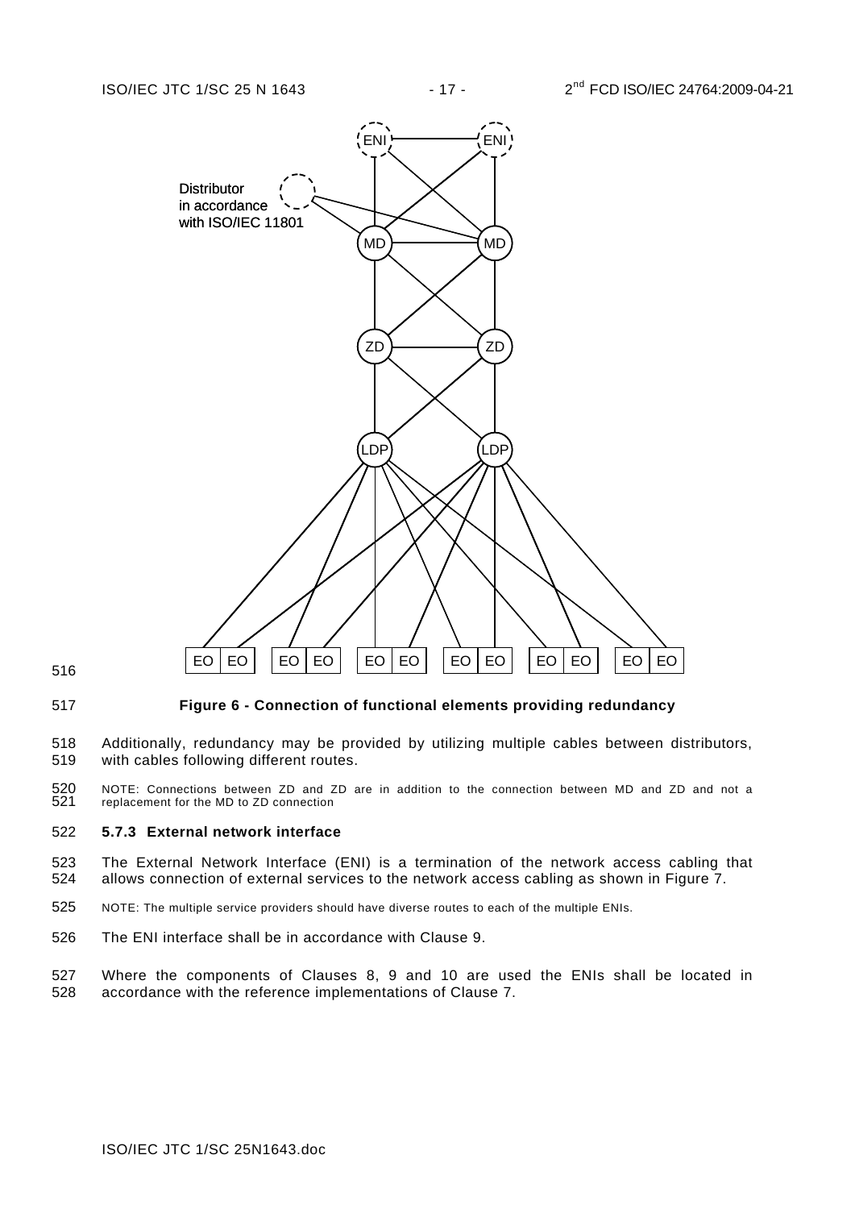Figure 6 - Connection of functional elements providing redundancy

Additionally, redundancy may be provided by utilizing multiple cables between distributors, with cables following different routes.

NOTE: Connections between ZD and ZD are in addition to the connection between MD and ZD and not a replacement for the MD to ZD connection

### 5.7.3 External network interface

The External Network Interface (ENI) is a termination of the network access cabling that allows connection of external services to the network access cabling as shown in Figure 7.

NOTE: The multiple service providers should have diverse routes to each of the multiple ENIs.

The ENI interface shall be in accordance with Clause 9.

Where the components of Clauses 8, 9 and 10 are used the ENIs shall be located in accordance with the reference implementations of Clause 7.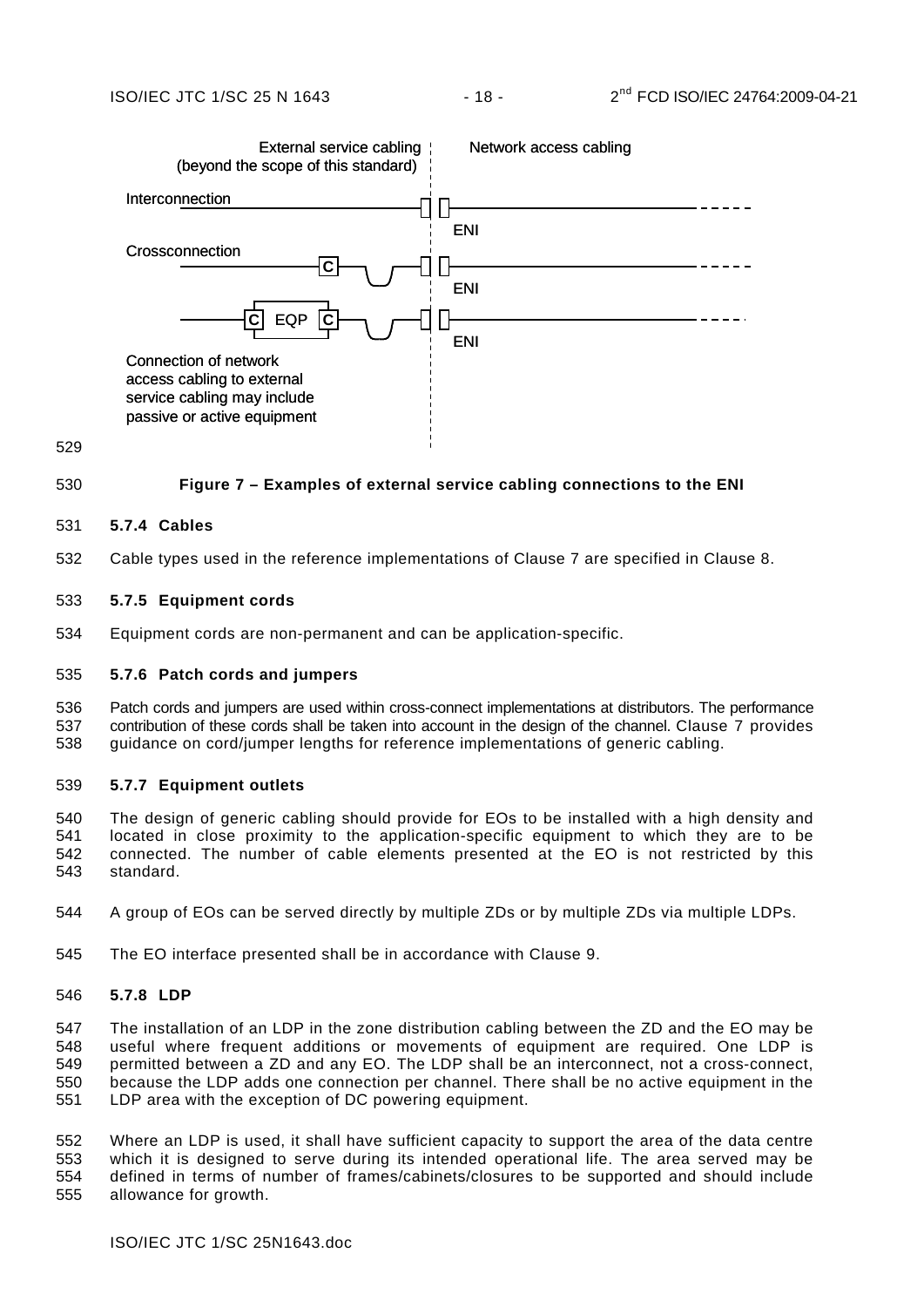External service cabling (beyond the scope of this standard) | Network access cabling

Interconnection — ENI

Crossconnection — C — ENI

C EQP C — ENI

Connection of network access cabling to external service cabling may include passive or active equipment

**Figure 7 – Examples of external service cabling connections to the ENI**

### 5.7.4 Cables

Cable types used in the reference implementations of Clause 7 are specified in Clause 8.

### 5.7.5 Equipment cords

Equipment cords are non-permanent and can be application-specific.

### 5.7.6 Patch cords and jumpers

Patch cords and jumpers are used within cross-connect implementations at distributors. The performance contribution of these cords shall be taken into account in the design of the channel. Clause 7 provides guidance on cord/jumper lengths for reference implementations of generic cabling.

### 5.7.7 Equipment outlets

The design of generic cabling should provide for EOs to be installed with a high density and located in close proximity to the application-specific equipment to which they are to be connected. The number of cable elements presented at the EO is not restricted by this standard.

A group of EOs can be served directly by multiple ZDs or by multiple ZDs via multiple LDPs.

The EO interface presented shall be in accordance with Clause 9.

### 5.7.8 LDP

The installation of an LDP in the zone distribution cabling between the ZD and the EO may be useful where frequent additions or movements of equipment are required. One LDP is permitted between a ZD and any EO. The LDP shall be an interconnect, not a cross-connect, because the LDP adds one connection per channel. There shall be no active equipment in the LDP area with the exception of DC powering equipment.

Where an LDP is used, it shall have sufficient capacity to support the area of the data centre which it is designed to serve during its intended operational life. The area served may be defined in terms of number of frames/cabinets/closures to be supported and should include allowance for growth.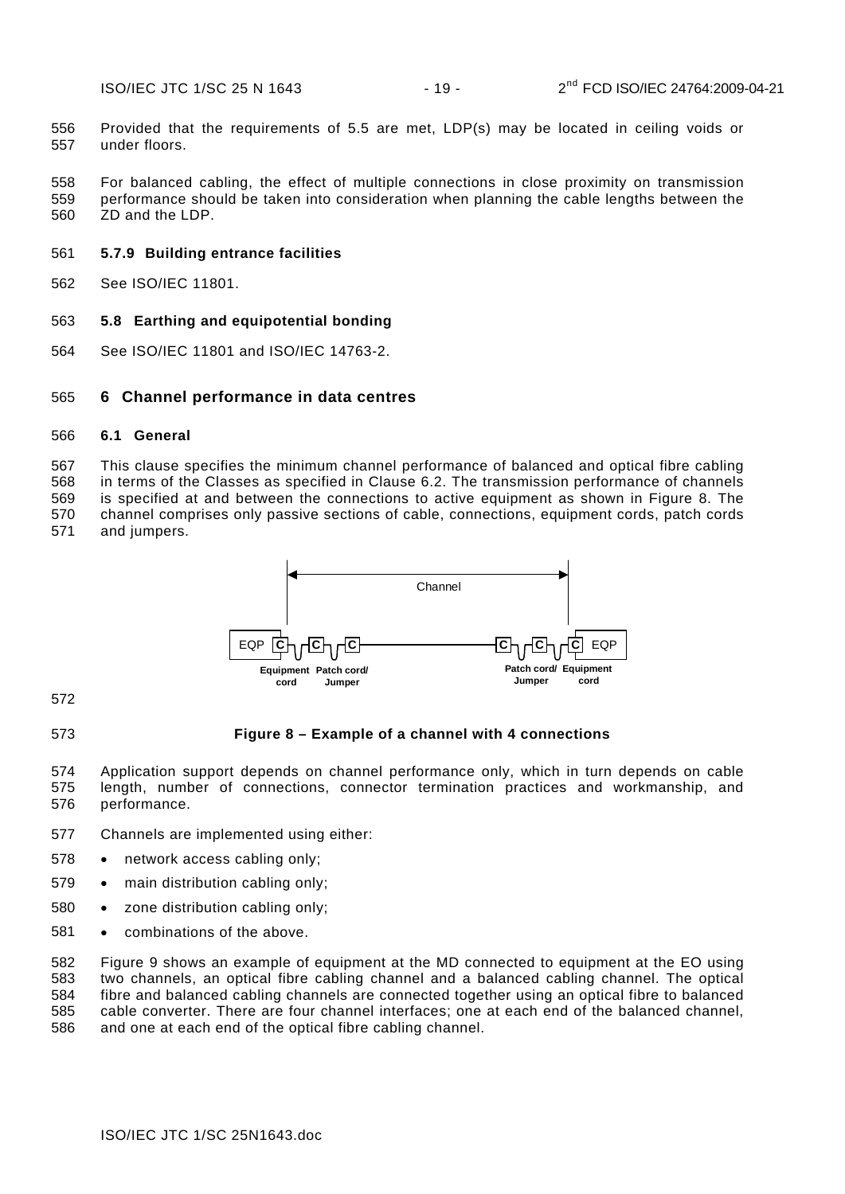Provided that the requirements of 5.5 are met, LDP(s) may be located in ceiling voids or under floors.

For balanced cabling, the effect of multiple connections in close proximity on transmission performance should be taken into consideration when planning the cable lengths between the ZD and the LDP.

#### 5.7.9 Building entrance facilities

See ISO/IEC 11801.

### 5.8 Earthing and equipotential bonding

See ISO/IEC 11801 and ISO/IEC 14763-2.

## 6 Channel performance in data centres

### 6.1 General

This clause specifies the minimum channel performance of balanced and optical fibre cabling in terms of the Classes as specified in Clause 6.2. The transmission performance of channels is specified at and between the connections to active equipment as shown in Figure 8. The channel comprises only passive sections of cable, connections, equipment cords, patch cords and jumpers.

**Figure 8 – Example of a channel with 4 connections**

Application support depends on channel performance only, which in turn depends on cable length, number of connections, connector termination practices and workmanship, and performance.

Channels are implemented using either:

- network access cabling only;
- main distribution cabling only;
- zone distribution cabling only;
- combinations of the above.

Figure 9 shows an example of equipment at the MD connected to equipment at the EO using two channels, an optical fibre cabling channel and a balanced cabling channel. The optical fibre and balanced cabling channels are connected together using an optical fibre to balanced cable converter. There are four channel interfaces; one at each end of the balanced channel, and one at each end of the optical fibre cabling channel.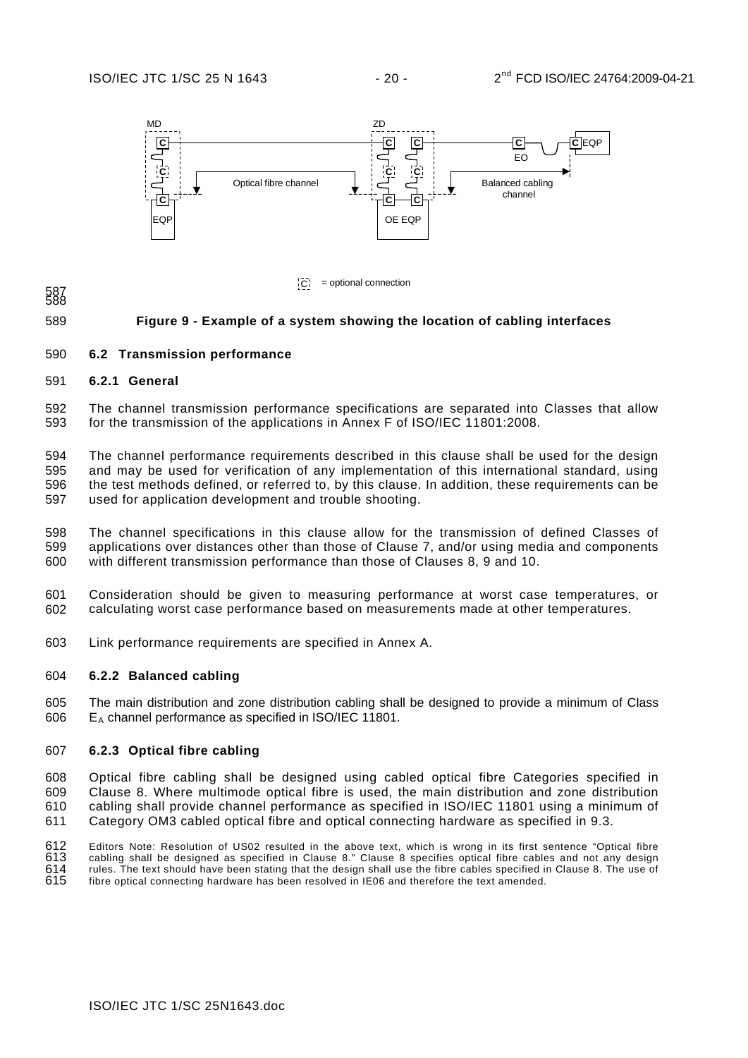**Figure 9 - Example of a system showing the location of cabling interfaces**

### 6.2 Transmission performance

#### 6.2.1 General

The channel transmission performance specifications are separated into Classes that allow for the transmission of the applications in Annex F of ISO/IEC 11801:2008.

The channel performance requirements described in this clause shall be used for the design and may be used for verification of any implementation of this international standard, using the test methods defined, or referred to, by this clause. In addition, these requirements can be used for application development and trouble shooting.

The channel specifications in this clause allow for the transmission of defined Classes of applications over distances other than those of Clause 7, and/or using media and components with different transmission performance than those of Clauses 8, 9 and 10.

Consideration should be given to measuring performance at worst case temperatures, or calculating worst case performance based on measurements made at other temperatures.

Link performance requirements are specified in Annex A.

#### 6.2.2 Balanced cabling

The main distribution and zone distribution cabling shall be designed to provide a minimum of Class $E_A$ channel performance as specified in ISO/IEC 11801.

#### 6.2.3 Optical fibre cabling

Optical fibre cabling shall be designed using cabled optical fibre Categories specified in Clause 8. Where multimode optical fibre is used, the main distribution and zone distribution cabling shall provide channel performance as specified in ISO/IEC 11801 using a minimum of Category OM3 cabled optical fibre and optical connecting hardware as specified in 9.3.

Editors Note: Resolution of US02 resulted in the above text, which is wrong in its first sentence "Optical fibre cabling shall be designed as specified in Clause 8." Clause 8 specifies optical fibre cables and not any design rules. The text should have been stating that the design shall use the fibre cables specified in Clause 8. The use of fibre optical connecting hardware has been resolved in IE06 and therefore the text amended.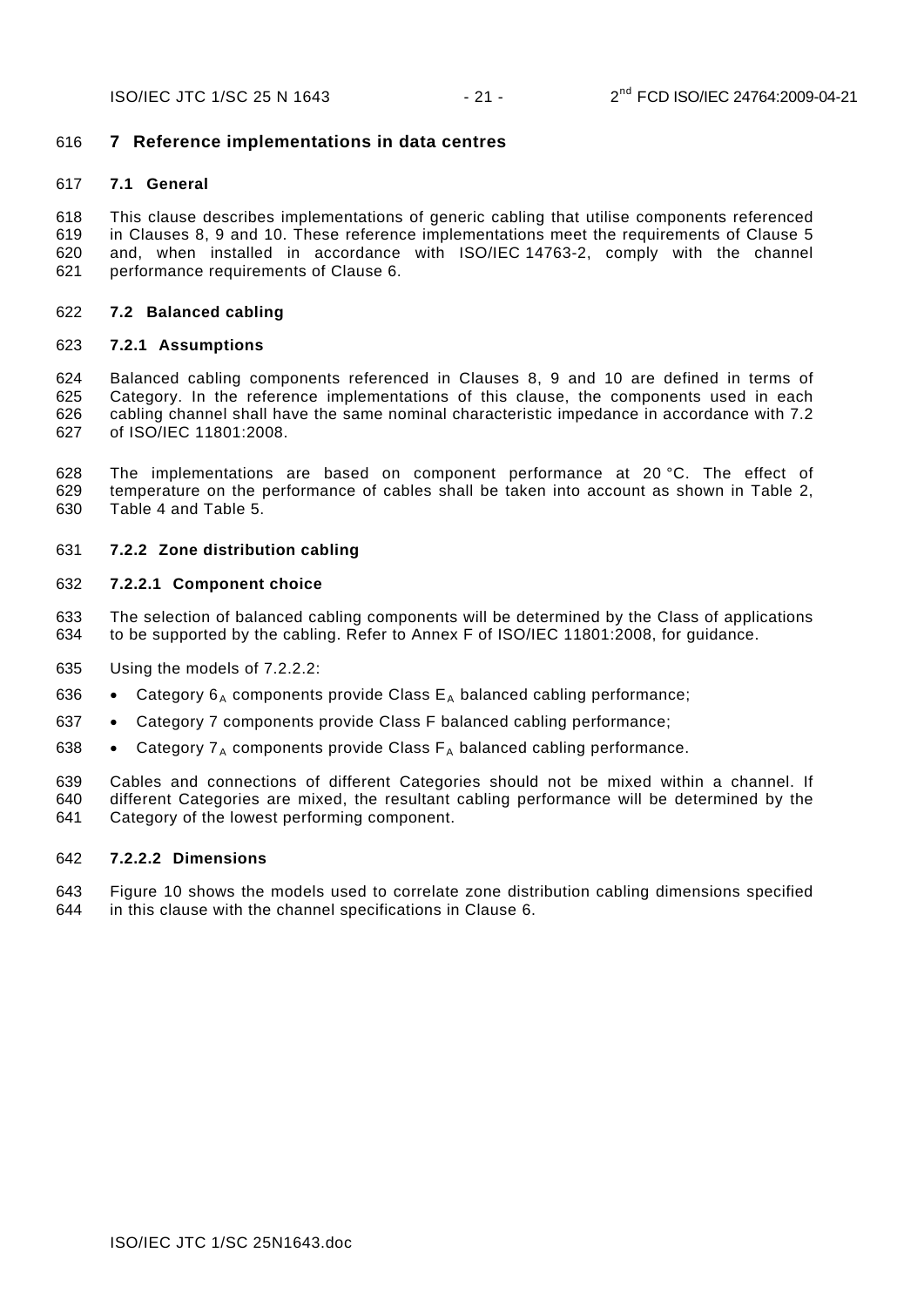# 7 Reference implementations in data centres

## 7.1 General

This clause describes implementations of generic cabling that utilise components referenced in Clauses 8, 9 and 10. These reference implementations meet the requirements of Clause 5 and, when installed in accordance with ISO/IEC 14763-2, comply with the channel performance requirements of Clause 6.

## 7.2 Balanced cabling

### 7.2.1 Assumptions

Balanced cabling components referenced in Clauses 8, 9 and 10 are defined in terms of Category. In the reference implementations of this clause, the components used in each cabling channel shall have the same nominal characteristic impedance in accordance with 7.2 of ISO/IEC 11801:2008.

The implementations are based on component performance at 20 °C. The effect of temperature on the performance of cables shall be taken into account as shown in Table 2, Table 4 and Table 5.

### 7.2.2 Zone distribution cabling

#### 7.2.2.1 Component choice

The selection of balanced cabling components will be determined by the Class of applications to be supported by the cabling. Refer to Annex F of ISO/IEC 11801:2008, for guidance.

Using the models of 7.2.2.2:

- Category $6_A$ components provide Class $E_A$ balanced cabling performance;
- Category 7 components provide Class F balanced cabling performance;
- Category $7_A$ components provide Class $F_A$ balanced cabling performance.

Cables and connections of different Categories should not be mixed within a channel. If different Categories are mixed, the resultant cabling performance will be determined by the Category of the lowest performing component.

#### 7.2.2.2 Dimensions

Figure 10 shows the models used to correlate zone distribution cabling dimensions specified in this clause with the channel specifications in Clause 6.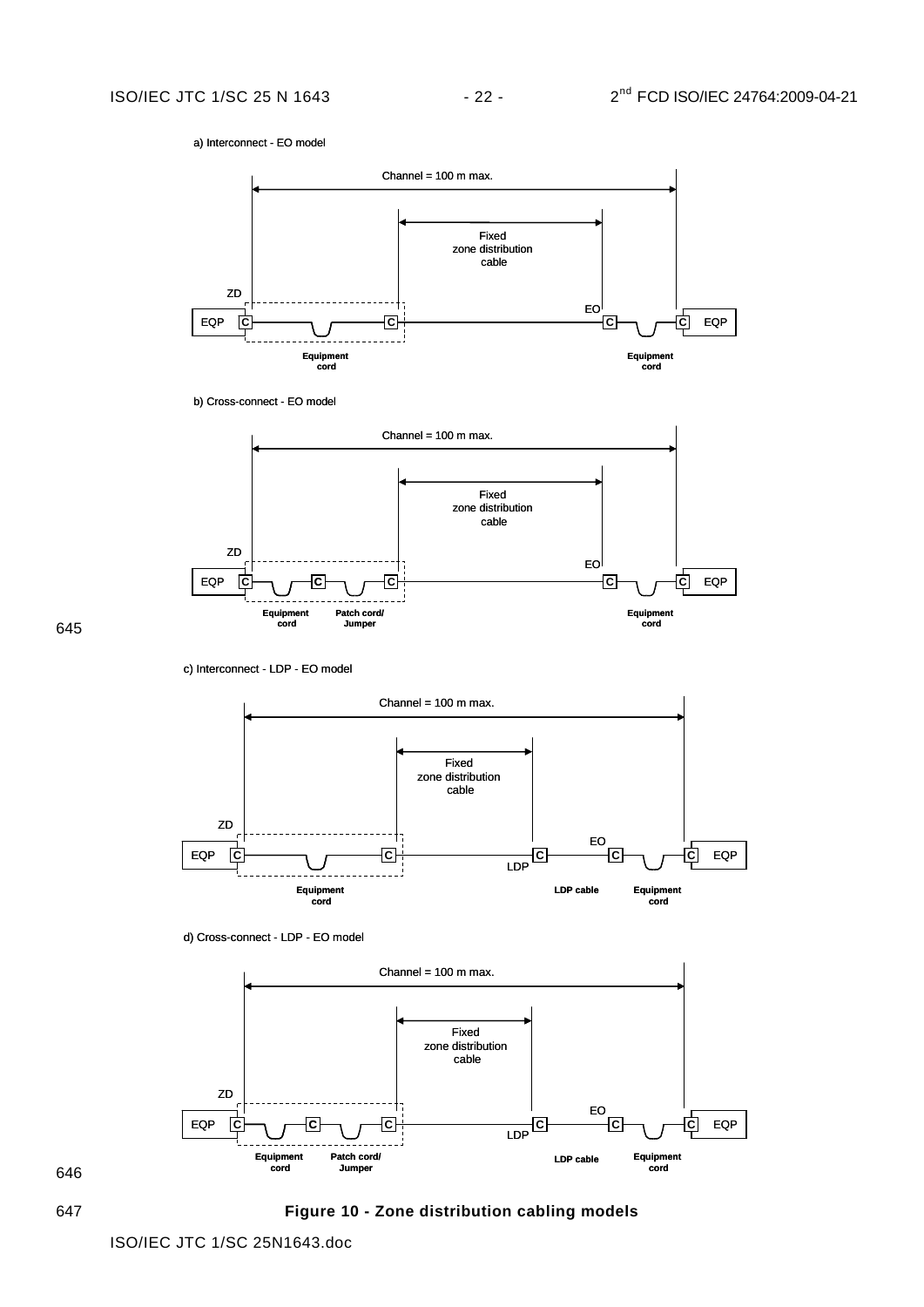a) Interconnect - EO model

Channel = 100 m max.

Fixed zone distribution cable

ZD

EO

EQP C C C C EQP

Equipment cord

Equipment cord

b) Cross-connect - EO model

Channel = 100 m max.

Fixed zone distribution cable

ZD

EO

EQP C C C C C EQP

Equipment cord

Patch cord/ Jumper

Equipment cord

c) Interconnect - LDP - EO model

Channel = 100 m max.

Fixed zone distribution cable

ZD

EO

EQP C C C C C EQP

LDP

Equipment cord

LDP cable

Equipment cord

d) Cross-connect - LDP - EO model

Channel = 100 m max.

Fixed zone distribution cable

ZD

EO

EQP C C C C C C EQP

LDP

Equipment cord

Patch cord/ Jumper

LDP cable

Equipment cord

**Figure 10 - Zone distribution cabling models**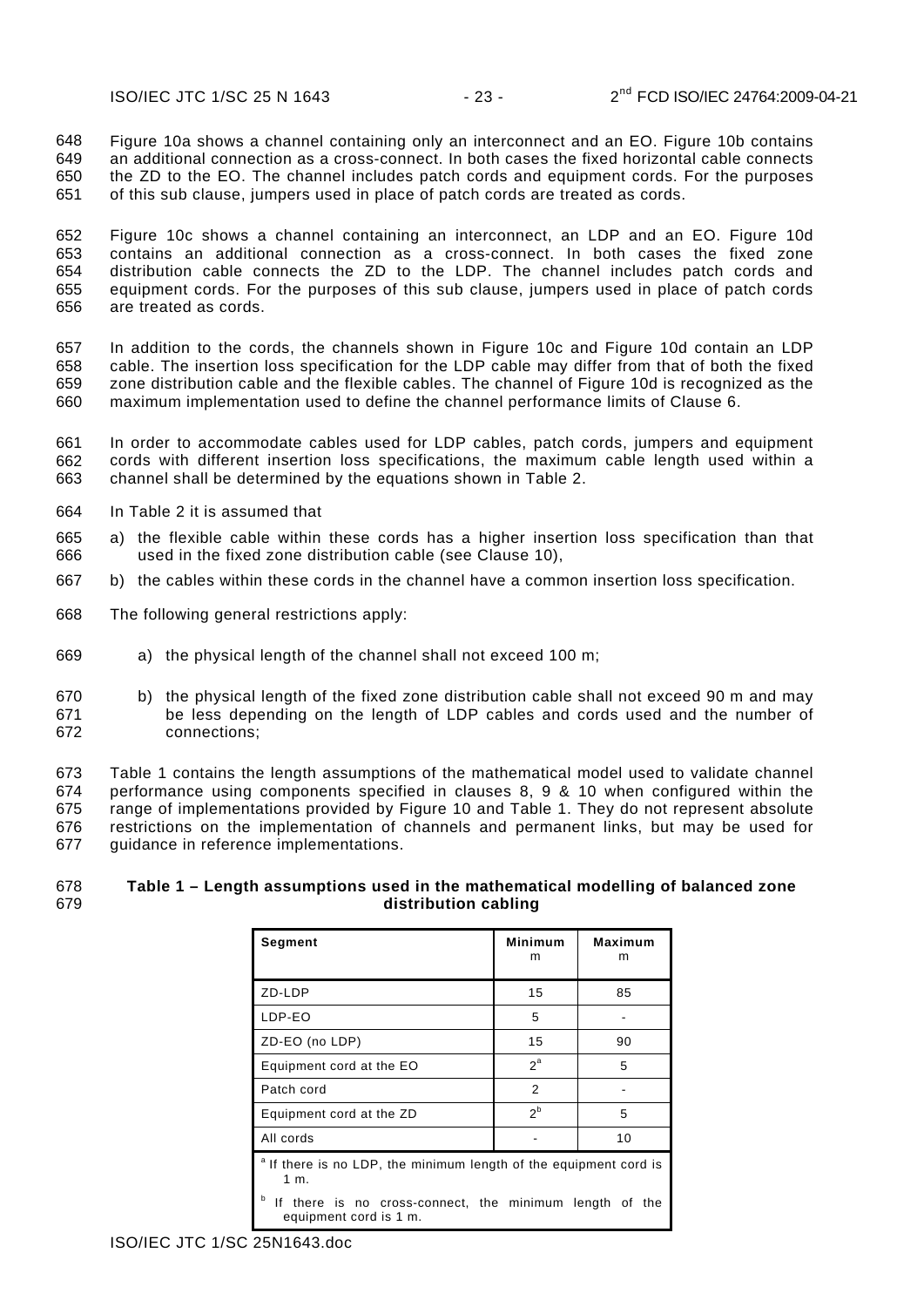Figure 10a shows a channel containing only an interconnect and an EO. Figure 10b contains an additional connection as a cross-connect. In both cases the fixed horizontal cable connects the ZD to the EO. The channel includes patch cords and equipment cords. For the purposes of this sub clause, jumpers used in place of patch cords are treated as cords.

Figure 10c shows a channel containing an interconnect, an LDP and an EO. Figure 10d contains an additional connection as a cross-connect. In both cases the fixed zone distribution cable connects the ZD to the LDP. The channel includes patch cords and equipment cords. For the purposes of this sub clause, jumpers used in place of patch cords are treated as cords.

In addition to the cords, the channels shown in Figure 10c and Figure 10d contain an LDP cable. The insertion loss specification for the LDP cable may differ from that of both the fixed zone distribution cable and the flexible cables. The channel of Figure 10d is recognized as the maximum implementation used to define the channel performance limits of Clause 6.

In order to accommodate cables used for LDP cables, patch cords, jumpers and equipment cords with different insertion loss specifications, the maximum cable length used within a channel shall be determined by the equations shown in Table 2.

In Table 2 it is assumed that

a) the flexible cable within these cords has a higher insertion loss specification than that used in the fixed zone distribution cable (see Clause 10),

b) the cables within these cords in the channel have a common insertion loss specification.

The following general restrictions apply:

a) the physical length of the channel shall not exceed 100 m;

b) the physical length of the fixed zone distribution cable shall not exceed 90 m and may be less depending on the length of LDP cables and cords used and the number of connections;

Table 1 contains the length assumptions of the mathematical model used to validate channel performance using components specified in clauses 8, 9 & 10 when configured within the range of implementations provided by Figure 10 and Table 1. They do not represent absolute restrictions on the implementation of channels and permanent links, but may be used for guidance in reference implementations.

**Table 1 – Length assumptions used in the mathematical modelling of balanced zone distribution cabling**

| Segment | Minimum m | Maximum m |
|---|---|---|
| ZD-LDP | 15 | 85 |
| LDP-EO | 5 | - |
| ZD-EO (no LDP) | 15 | 90 |
| Equipment cord at the EO | 2[a] | 5 |
| Patch cord | 2 | - |
| Equipment cord at the ZD | 2[b] | 5 |
| All cords | - | 10 |

[a] If there is no LDP, the minimum length of the equipment cord is 1 m.

[b] If there is no cross-connect, the minimum length of the equipment cord is 1 m.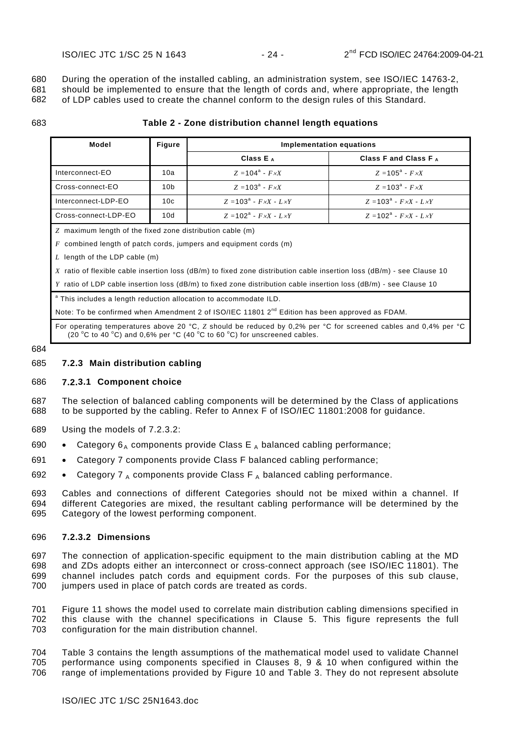During the operation of the installed cabling, an administration system, see ISO/IEC 14763-2, should be implemented to ensure that the length of cords and, where appropriate, the length of LDP cables used to create the channel conform to the design rules of this Standard.

**Table 2 - Zone distribution channel length equations**

| Model | Figure | Implementation equations | |
|---|---|---|---|
| | | Class $E_A$ | Class F and Class $F_A$ |
| Interconnect-EO | 10a | $Z = 104^{a} - F \times X$ | $Z = 105^{a} - F \times X$ |
| Cross-connect-EO | 10b | $Z = 103^{a} - F \times X$ | $Z = 103^{a} - F \times X$ |
| Interconnect-LDP-EO | 10c | $Z = 103^{a} - F \times X - L \times Y$ | $Z = 103^{a} - F \times X - L \times Y$ |
| Cross-connect-LDP-EO | 10d | $Z = 102^{a} - F \times X - L \times Y$ | $Z = 102^{a} - F \times X - L \times Y$ |

$Z$ maximum length of the fixed zone distribution cable (m)

$F$ combined length of patch cords, jumpers and equipment cords (m)

$L$ length of the LDP cable (m)

$X$ ratio of flexible cable insertion loss (dB/m) to fixed zone distribution cable insertion loss (dB/m) - see Clause 10

$Y$ ratio of LDP cable insertion loss (dB/m) to fixed zone distribution cable insertion loss (dB/m) - see Clause 10

[a] This includes a length reduction allocation to accommodate ILD.

Note: To be confirmed when Amendment 2 of ISO/IEC 11801 2nd Edition has been approved as FDAM.

For operating temperatures above 20 °C, $Z$ should be reduced by 0,2% per °C for screened cables and 0,4% per °C (20 °C to 40 °C) and 0,6% per °C (40 °C to 60 °C) for unscreened cables.

### 7.2.3 Main distribution cabling

#### 7.2.3.1 Component choice

The selection of balanced cabling components will be determined by the Class of applications to be supported by the cabling. Refer to Annex F of ISO/IEC 11801:2008 for guidance.

Using the models of 7.2.3.2:

- Category $6_A$ components provide Class $E_A$ balanced cabling performance;
- Category 7 components provide Class F balanced cabling performance;
- Category $7_A$ components provide Class $F_A$ balanced cabling performance.

Cables and connections of different Categories should not be mixed within a channel. If different Categories are mixed, the resultant cabling performance will be determined by the Category of the lowest performing component.

#### 7.2.3.2 Dimensions

The connection of application-specific equipment to the main distribution cabling at the MD and ZDs adopts either an interconnect or cross-connect approach (see ISO/IEC 11801). The channel includes patch cords and equipment cords. For the purposes of this sub clause, jumpers used in place of patch cords are treated as cords.

Figure 11 shows the model used to correlate main distribution cabling dimensions specified in this clause with the channel specifications in Clause 5. This figure represents the full configuration for the main distribution channel.

Table 3 contains the length assumptions of the mathematical model used to validate Channel performance using components specified in Clauses 8, 9 & 10 when configured within the range of implementations provided by Figure 10 and Table 3. They do not represent absolute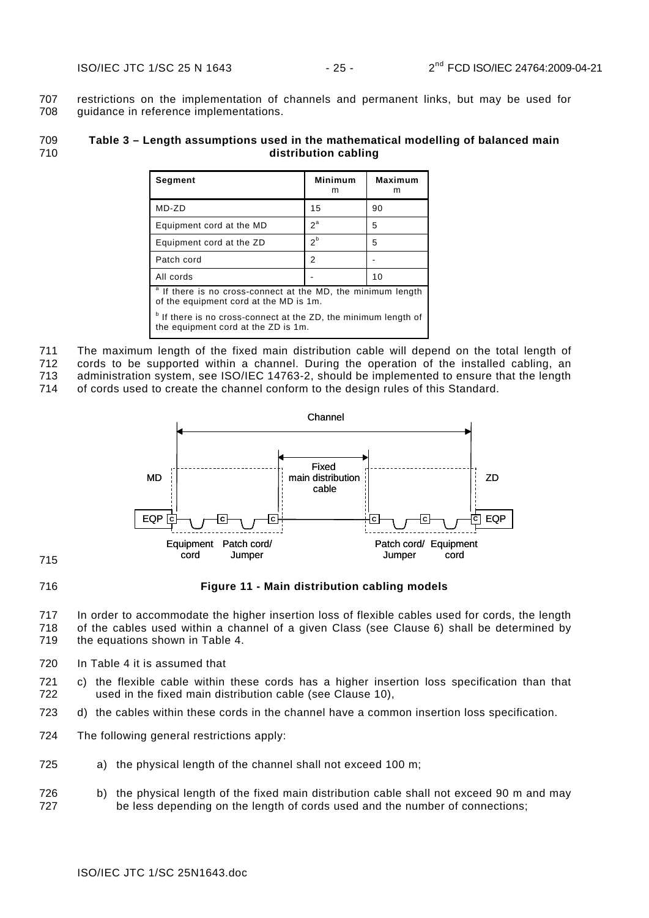restrictions on the implementation of channels and permanent links, but may be used for guidance in reference implementations.

**Table 3 – Length assumptions used in the mathematical modelling of balanced main distribution cabling**

| Segment | Minimum m | Maximum m |
|---|---|---|
| MD-ZD | 15 | 90 |
| Equipment cord at the MD | 2[a] | 5 |
| Equipment cord at the ZD | 2[b] | 5 |
| Patch cord | 2 | - |
| All cords | - | 10 |

[a] If there is no cross-connect at the MD, the minimum length of the equipment cord at the MD is 1m.

[b] If there is no cross-connect at the ZD, the minimum length of the equipment cord at the ZD is 1m.

The maximum length of the fixed main distribution cable will depend on the total length of cords to be supported within a channel. During the operation of the installed cabling, an administration system, see ISO/IEC 14763-2, should be implemented to ensure that the length of cords used to create the channel conform to the design rules of this Standard.

Channel

MD — Fixed main distribution cable — ZD

EQP C — C — C ——— C — C — C EQP

Equipment cord, Patch cord/ Jumper — Patch cord/ Jumper, Equipment cord

**Figure 11 - Main distribution cabling models**

In order to accommodate the higher insertion loss of flexible cables used for cords, the length of the cables used within a channel of a given Class (see Clause 6) shall be determined by the equations shown in Table 4.

In Table 4 it is assumed that

c) the flexible cable within these cords has a higher insertion loss specification than that used in the fixed main distribution cable (see Clause 10),

d) the cables within these cords in the channel have a common insertion loss specification.

The following general restrictions apply:

a) the physical length of the channel shall not exceed 100 m;

b) the physical length of the fixed main distribution cable shall not exceed 90 m and may be less depending on the length of cords used and the number of connections;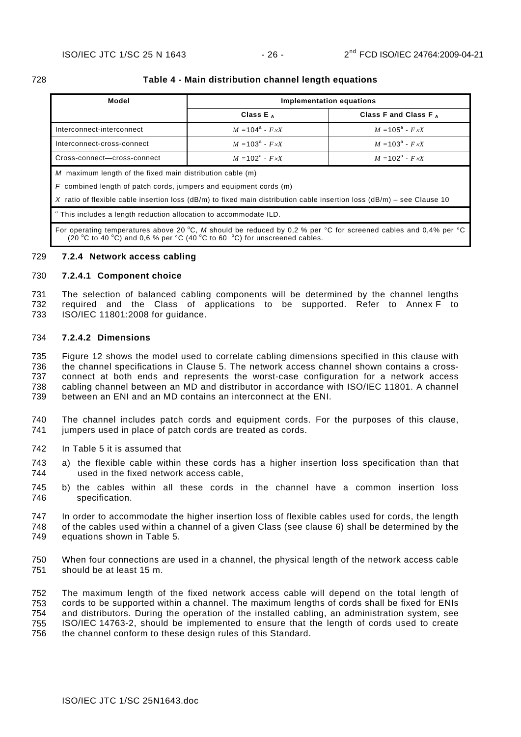**Table 4 - Main distribution channel length equations**

| Model | Implementation equations | |
|---|---|---|
| | Class $E_A$ | Class F and Class $F_A$ |
| Interconnect-interconnect | $M = 104^a - F \times X$ | $M = 105^a - F \times X$ |
| Interconnect-cross-connect | $M = 103^a - F \times X$ | $M = 103^a - F \times X$ |
| Cross-connect—cross-connect | $M = 102^a - F \times X$ | $M = 102^a - F \times X$ |
| *M* maximum length of the fixed main distribution cable (m) | | |
| *F* combined length of patch cords, jumpers and equipment cords (m) | | |
| *X* ratio of flexible cable insertion loss (dB/m) to fixed main distribution cable insertion loss (dB/m) – see Clause 10 | | |
| [a] This includes a length reduction allocation to accommodate ILD. | | |
| For operating temperatures above 20 °C, *M* should be reduced by 0,2 % per °C for screened cables and 0,4% per °C (20 °C to 40 °C) and 0,6 % per °C (40 °C to 60 °C) for unscreened cables. | | |

### 7.2.4 Network access cabling

#### 7.2.4.1 Component choice

The selection of balanced cabling components will be determined by the channel lengths required and the Class of applications to be supported. Refer to Annex F to ISO/IEC 11801:2008 for guidance.

#### 7.2.4.2 Dimensions

Figure 12 shows the model used to correlate cabling dimensions specified in this clause with the channel specifications in Clause 5. The network access channel shown contains a cross-connect at both ends and represents the worst-case configuration for a network access cabling channel between an MD and distributor in accordance with ISO/IEC 11801. A channel between an ENI and an MD contains an interconnect at the ENI.

The channel includes patch cords and equipment cords. For the purposes of this clause, jumpers used in place of patch cords are treated as cords.

In Table 5 it is assumed that

a) the flexible cable within these cords has a higher insertion loss specification than that used in the fixed network access cable,

b) the cables within all these cords in the channel have a common insertion loss specification.

In order to accommodate the higher insertion loss of flexible cables used for cords, the length of the cables used within a channel of a given Class (see clause 6) shall be determined by the equations shown in Table 5.

When four connections are used in a channel, the physical length of the network access cable should be at least 15 m.

The maximum length of the fixed network access cable will depend on the total length of cords to be supported within a channel. The maximum lengths of cords shall be fixed for ENIs and distributors. During the operation of the installed cabling, an administration system, see ISO/IEC 14763-2, should be implemented to ensure that the length of cords used to create the channel conform to these design rules of this Standard.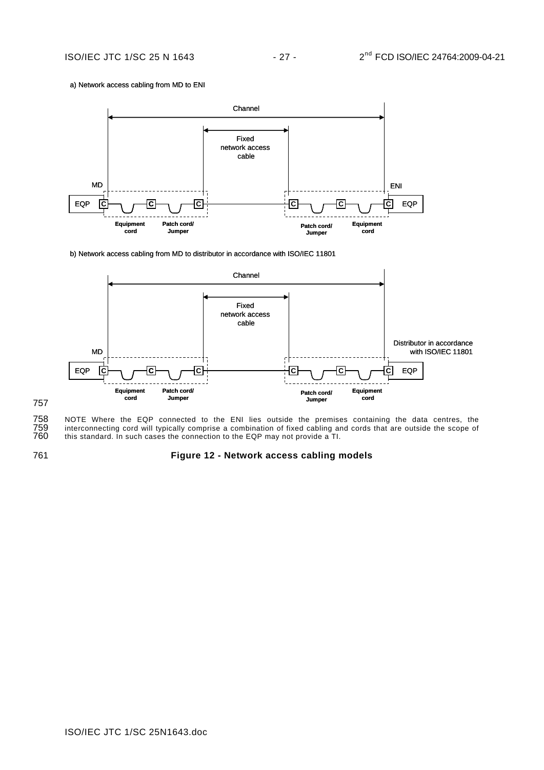a) Network access cabling from MD to ENI

Channel

Fixed network access cable

MD

ENI

EQP C C C C C C EQP

Equipment cord

Patch cord/ Jumper

Patch cord/ Jumper

Equipment cord

b) Network access cabling from MD to distributor in accordance with ISO/IEC 11801

Channel

Fixed network access cable

MD

Distributor in accordance with ISO/IEC 11801

EQP C C C C C C EQP

Equipment cord

Patch cord/ Jumper

Patch cord/ Jumper

Equipment cord

NOTE Where the EQP connected to the ENI lies outside the premises containing the data centres, the interconnecting cord will typically comprise a combination of fixed cabling and cords that are outside the scope of this standard. In such cases the connection to the EQP may not provide a TI.

**Figure 12 - Network access cabling models**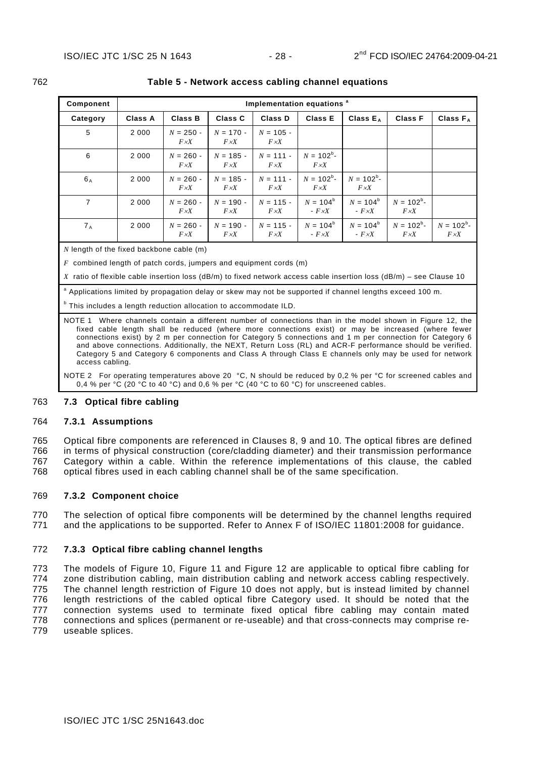**Table 5 - Network access cabling channel equations**

| Component | Implementation equations [a] | | | | | | | |
|---|---|---|---|---|---|---|---|---|
| Category | Class A | Class B | Class C | Class D | Class E | Class $E_A$ | Class F | Class $F_A$ |
| 5 | 2 000 | $N = 250 - F \times X$ | $N = 170 - F \times X$ | $N = 105 - F \times X$ | | | | |
| 6 | 2 000 | $N = 260 - F \times X$ | $N = 185 - F \times X$ | $N = 111 - F \times X$ | $N = 102^{b} - F \times X$ | | | |
| $6_A$ | 2 000 | $N = 260 - F \times X$ | $N = 185 - F \times X$ | $N = 111 - F \times X$ | $N = 102^{b} - F \times X$ | $N = 102^{b} - F \times X$ | | |
| 7 | 2 000 | $N = 260 - F \times X$ | $N = 190 - F \times X$ | $N = 115 - F \times X$ | $N = 104^{b} - F \times X$ | $N = 104^{b} - F \times X$ | $N = 102^{b} - F \times X$ | |
| $7_A$ | 2 000 | $N = 260 - F \times X$ | $N = 190 - F \times X$ | $N = 115 - F \times X$ | $N = 104^{b} - F \times X$ | $N = 104^{b} - F \times X$ | $N = 102^{b} - F \times X$ | $N = 102^{b} - F \times X$ |

$N$ length of the fixed backbone cable (m)

$F$ combined length of patch cords, jumpers and equipment cords (m)

$X$ ratio of flexible cable insertion loss (dB/m) to fixed network access cable insertion loss (dB/m) – see Clause 10

[a] Applications limited by propagation delay or skew may not be supported if channel lengths exceed 100 m.

[b] This includes a length reduction allocation to accommodate ILD.

NOTE 1 Where channels contain a different number of connections than in the model shown in Figure 12, the fixed cable length shall be reduced (where more connections exist) or may be increased (where fewer connections exist) by 2 m per connection for Category 5 connections and 1 m per connection for Category 6 and above connections. Additionally, the NEXT, Return Loss (RL) and ACR-F performance should be verified. Category 5 and Category 6 components and Class A through Class E channels only may be used for network access cabling.

NOTE 2 For operating temperatures above 20 °C, N should be reduced by 0,2 % per °C for screened cables and 0,4 % per °C (20 °C to 40 °C) and 0,6 % per °C (40 °C to 60 °C) for unscreened cables.

## 7.3 Optical fibre cabling

### 7.3.1 Assumptions

Optical fibre components are referenced in Clauses 8, 9 and 10. The optical fibres are defined in terms of physical construction (core/cladding diameter) and their transmission performance Category within a cable. Within the reference implementations of this clause, the cabled optical fibres used in each cabling channel shall be of the same specification.

### 7.3.2 Component choice

The selection of optical fibre components will be determined by the channel lengths required and the applications to be supported. Refer to Annex F of ISO/IEC 11801:2008 for guidance.

### 7.3.3 Optical fibre cabling channel lengths

The models of Figure 10, Figure 11 and Figure 12 are applicable to optical fibre cabling for zone distribution cabling, main distribution cabling and network access cabling respectively. The channel length restriction of Figure 10 does not apply, but is instead limited by channel length restrictions of the cabled optical fibre Category used. It should be noted that the connection systems used to terminate fixed optical fibre cabling may contain mated connections and splices (permanent or re-useable) and that cross-connects may comprise re-useable splices.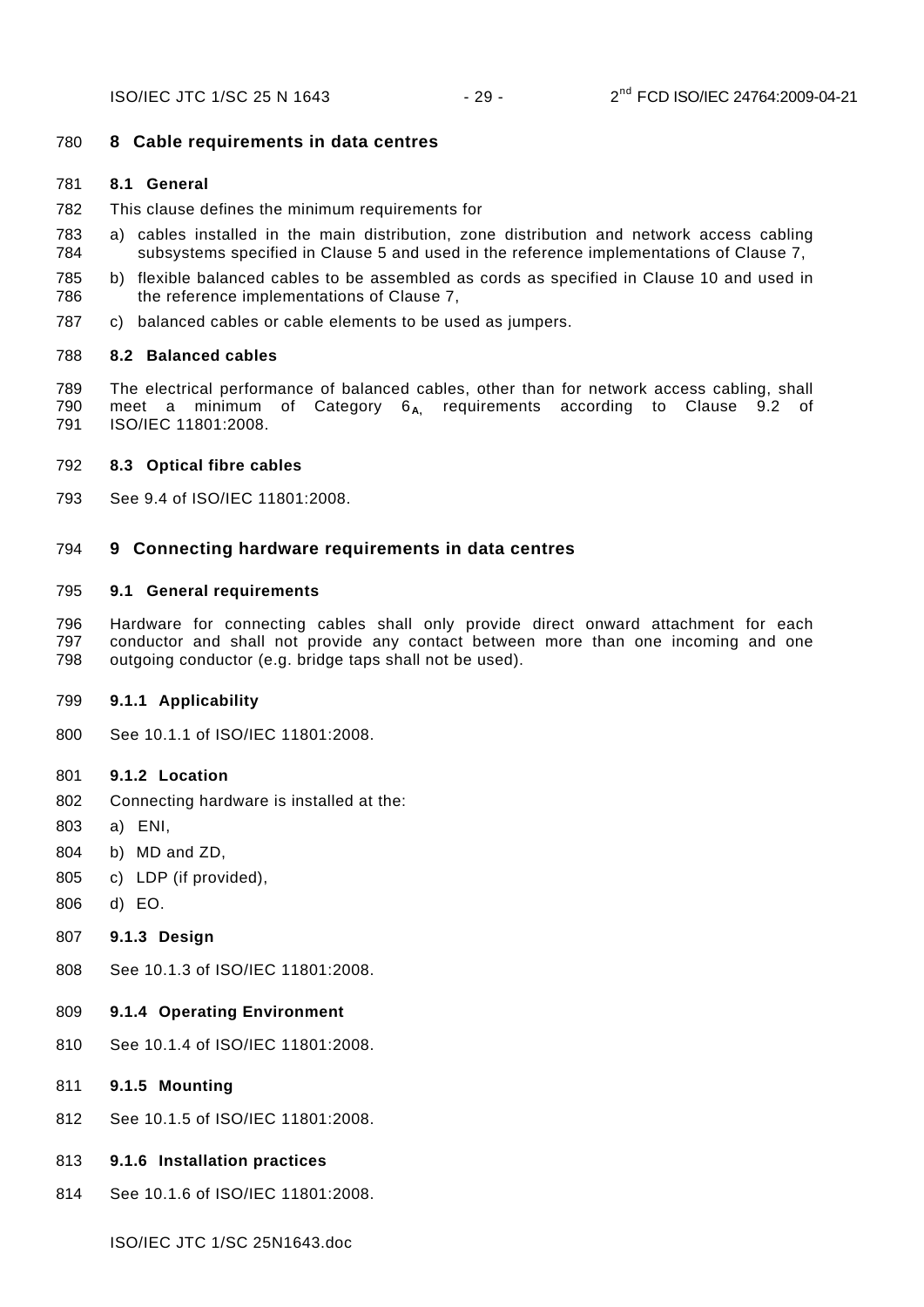# 8 Cable requirements in data centres

## 8.1 General

This clause defines the minimum requirements for

a) cables installed in the main distribution, zone distribution and network access cabling subsystems specified in Clause 5 and used in the reference implementations of Clause 7,

b) flexible balanced cables to be assembled as cords as specified in Clause 10 and used in the reference implementations of Clause 7,

c) balanced cables or cable elements to be used as jumpers.

## 8.2 Balanced cables

The electrical performance of balanced cables, other than for network access cabling, shall meet a minimum of Category $6_{A,}$ requirements according to Clause 9.2 of ISO/IEC 11801:2008.

## 8.3 Optical fibre cables

See 9.4 of ISO/IEC 11801:2008.

# 9 Connecting hardware requirements in data centres

## 9.1 General requirements

Hardware for connecting cables shall only provide direct onward attachment for each conductor and shall not provide any contact between more than one incoming and one outgoing conductor (e.g. bridge taps shall not be used).

### 9.1.1 Applicability

See 10.1.1 of ISO/IEC 11801:2008.

### 9.1.2 Location

Connecting hardware is installed at the:

a) ENI,

b) MD and ZD,

c) LDP (if provided),

d) EO.

### 9.1.3 Design

See 10.1.3 of ISO/IEC 11801:2008.

### 9.1.4 Operating Environment

See 10.1.4 of ISO/IEC 11801:2008.

### 9.1.5 Mounting

See 10.1.5 of ISO/IEC 11801:2008.

### 9.1.6 Installation practices

See 10.1.6 of ISO/IEC 11801:2008.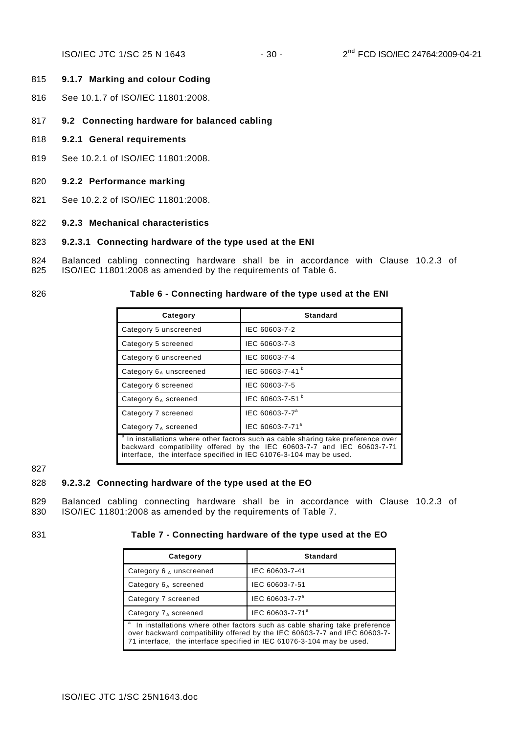#### 9.1.7 Marking and colour Coding

See 10.1.7 of ISO/IEC 11801:2008.

## 9.2 Connecting hardware for balanced cabling

### 9.2.1 General requirements

See 10.2.1 of ISO/IEC 11801:2008.

### 9.2.2 Performance marking

See 10.2.2 of ISO/IEC 11801:2008.

### 9.2.3 Mechanical characteristics

#### 9.2.3.1 Connecting hardware of the type used at the ENI

Balanced cabling connecting hardware shall be in accordance with Clause 10.2.3 of ISO/IEC 11801:2008 as amended by the requirements of Table 6.

**Table 6 - Connecting hardware of the type used at the ENI**

| Category | Standard |
|---|---|
| Category 5 unscreened | IEC 60603-7-2 |
| Category 5 screened | IEC 60603-7-3 |
| Category 6 unscreened | IEC 60603-7-4 |
| Category $6_A$ unscreened | IEC 60603-7-41 [b] |
| Category 6 screened | IEC 60603-7-5 |
| Category $6_A$ screened | IEC 60603-7-51 [b] |
| Category 7 screened | IEC 60603-7-7[a] |
| Category $7_A$ screened | IEC 60603-7-71[a] |
| [a] In installations where other factors such as cable sharing take preference over backward compatibility offered by the IEC 60603-7-7 and IEC 60603-7-71 interface, the interface specified in IEC 61076-3-104 may be used. | |

#### 9.2.3.2 Connecting hardware of the type used at the EO

Balanced cabling connecting hardware shall be in accordance with Clause 10.2.3 of ISO/IEC 11801:2008 as amended by the requirements of Table 7.

**Table 7 - Connecting hardware of the type used at the EO**

| Category | Standard |
|---|---|
| Category $6_A$ unscreened | IEC 60603-7-41 |
| Category $6_A$ screened | IEC 60603-7-51 |
| Category 7 screened | IEC 60603-7-7[a] |
| Category $7_A$ screened | IEC 60603-7-71[a] |
| [a] In installations where other factors such as cable sharing take preference over backward compatibility offered by the IEC 60603-7-7 and IEC 60603-7-71 interface, the interface specified in IEC 61076-3-104 may be used. | |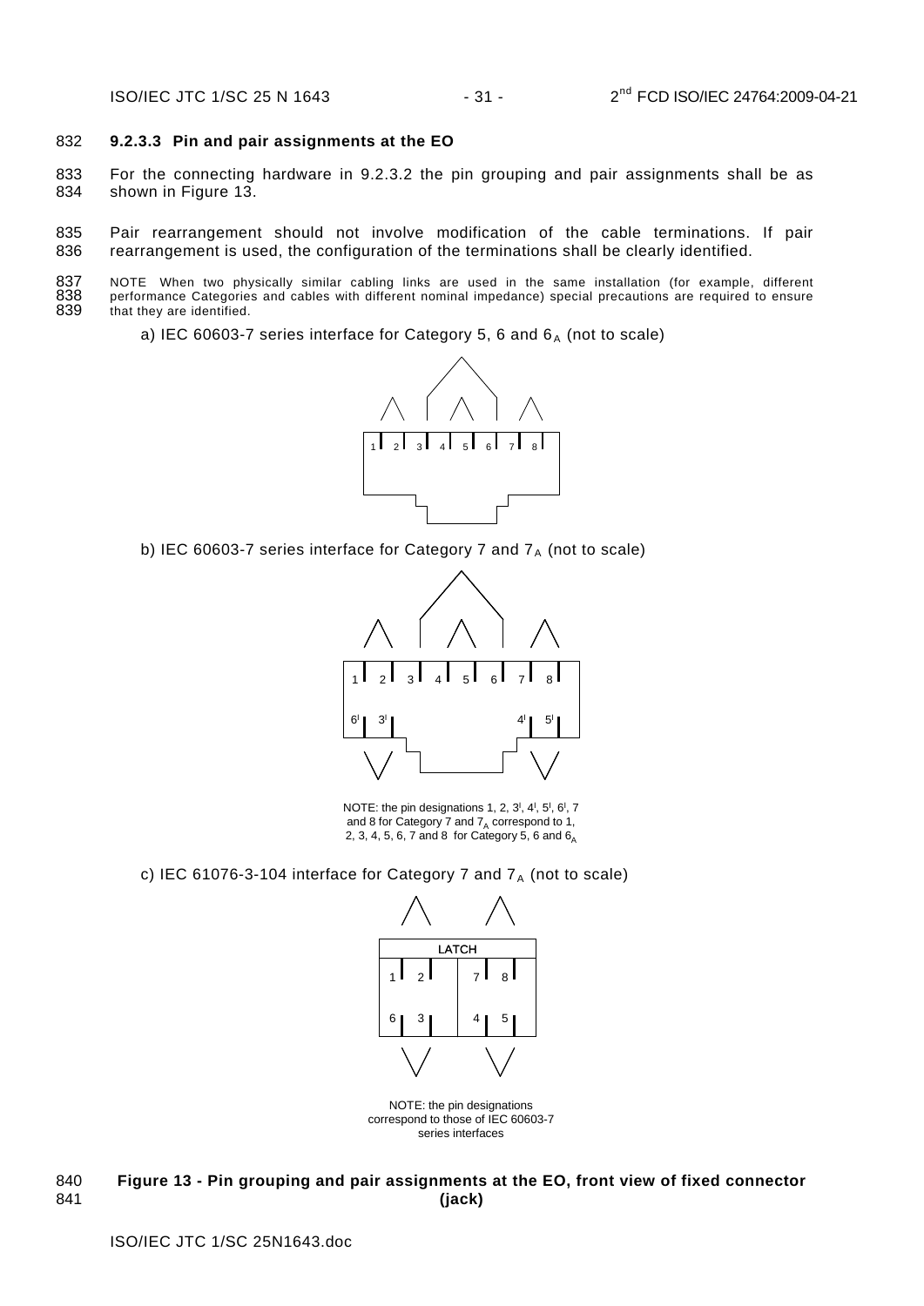### 9.2.3.3 Pin and pair assignments at the EO

For the connecting hardware in 9.2.3.2 the pin grouping and pair assignments shall be as shown in Figure 13.

Pair rearrangement should not involve modification of the cable terminations. If pair rearrangement is used, the configuration of the terminations shall be clearly identified.

NOTE When two physically similar cabling links are used in the same installation (for example, different performance Categories and cables with different nominal impedance) special precautions are required to ensure that they are identified.

a) IEC 60603-7 series interface for Category 5, 6 and $6_A$ (not to scale)

1 2 3 4 5 6 7 8

b) IEC 60603-7 series interface for Category 7 and $7_A$ (not to scale)

1 2 3 4 5 6 7 8

$6^I$ $3^I$ $4^I$ $5^I$

NOTE: the pin designations 1, 2, $3^I$, $4^I$, $5^I$, $6^I$, 7 and 8 for Category 7 and $7_A$ correspond to 1, 2, 3, 4, 5, 6, 7 and 8 for Category 5, 6 and $6_A$

c) IEC 61076-3-104 interface for Category 7 and $7_A$ (not to scale)

LATCH

1 2 7 8

6 3 4 5

NOTE: the pin designations correspond to those of IEC 60603-7 series interfaces

**Figure 13 - Pin grouping and pair assignments at the EO, front view of fixed connector (jack)**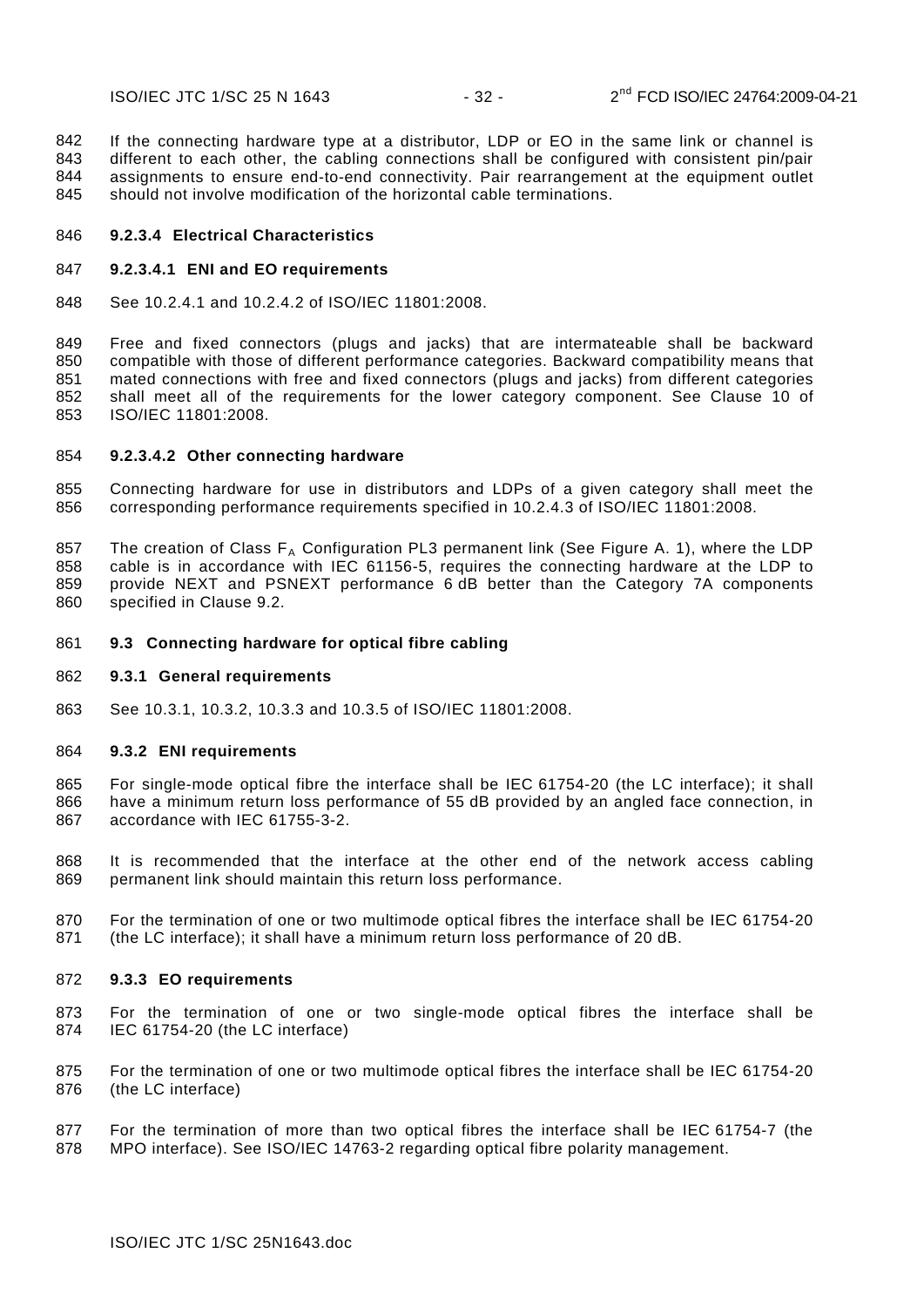If the connecting hardware type at a distributor, LDP or EO in the same link or channel is different to each other, the cabling connections shall be configured with consistent pin/pair assignments to ensure end-to-end connectivity. Pair rearrangement at the equipment outlet should not involve modification of the horizontal cable terminations.

#### 9.2.3.4 Electrical Characteristics

##### 9.2.3.4.1 ENI and EO requirements

See 10.2.4.1 and 10.2.4.2 of ISO/IEC 11801:2008.

Free and fixed connectors (plugs and jacks) that are intermateable shall be backward compatible with those of different performance categories. Backward compatibility means that mated connections with free and fixed connectors (plugs and jacks) from different categories shall meet all of the requirements for the lower category component. See Clause 10 of ISO/IEC 11801:2008.

##### 9.2.3.4.2 Other connecting hardware

Connecting hardware for use in distributors and LDPs of a given category shall meet the corresponding performance requirements specified in 10.2.4.3 of ISO/IEC 11801:2008.

The creation of Class $F_A$ Configuration PL3 permanent link (See Figure A. 1), where the LDP cable is in accordance with IEC 61156-5, requires the connecting hardware at the LDP to provide NEXT and PSNEXT performance 6 dB better than the Category 7A components specified in Clause 9.2.

## 9.3 Connecting hardware for optical fibre cabling

### 9.3.1 General requirements

See 10.3.1, 10.3.2, 10.3.3 and 10.3.5 of ISO/IEC 11801:2008.

### 9.3.2 ENI requirements

For single-mode optical fibre the interface shall be IEC 61754-20 (the LC interface); it shall have a minimum return loss performance of 55 dB provided by an angled face connection, in accordance with IEC 61755-3-2.

It is recommended that the interface at the other end of the network access cabling permanent link should maintain this return loss performance.

For the termination of one or two multimode optical fibres the interface shall be IEC 61754-20 (the LC interface); it shall have a minimum return loss performance of 20 dB.

### 9.3.3 EO requirements

For the termination of one or two single-mode optical fibres the interface shall be IEC 61754-20 (the LC interface)

For the termination of one or two multimode optical fibres the interface shall be IEC 61754-20 (the LC interface)

For the termination of more than two optical fibres the interface shall be IEC 61754-7 (the MPO interface). See ISO/IEC 14763-2 regarding optical fibre polarity management.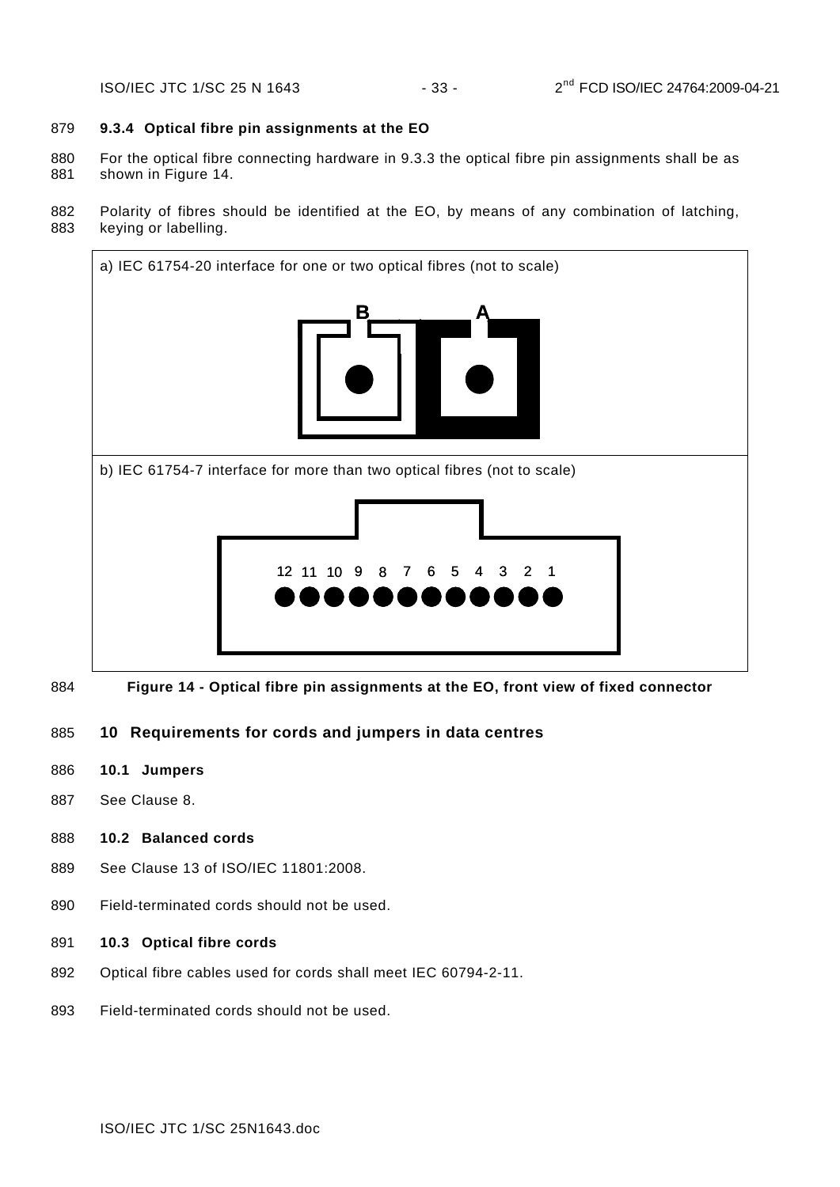### 9.3.4 Optical fibre pin assignments at the EO

For the optical fibre connecting hardware in 9.3.3 the optical fibre pin assignments shall be as shown in Figure 14.

Polarity of fibres should be identified at the EO, by means of any combination of latching, keying or labelling.

a) IEC 61754-20 interface for one or two optical fibres (not to scale)

B A

b) IEC 61754-7 interface for more than two optical fibres (not to scale)

12 11 10 9 8 7 6 5 4 3 2 1

**Figure 14 - Optical fibre pin assignments at the EO, front view of fixed connector**

## 10 Requirements for cords and jumpers in data centres

### 10.1 Jumpers

See Clause 8.

### 10.2 Balanced cords

See Clause 13 of ISO/IEC 11801:2008.

Field-terminated cords should not be used.

### 10.3 Optical fibre cords

Optical fibre cables used for cords shall meet IEC 60794-2-11.

Field-terminated cords should not be used.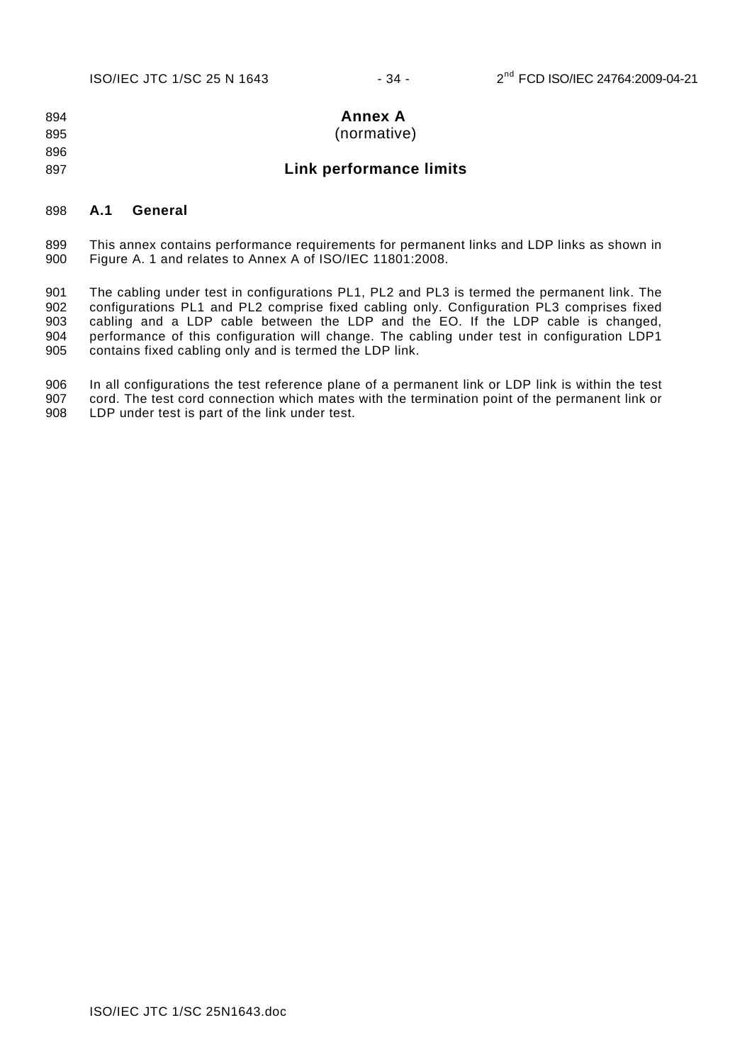# Annex A
(normative)

## Link performance limits

### A.1 General

This annex contains performance requirements for permanent links and LDP links as shown in Figure A. 1 and relates to Annex A of ISO/IEC 11801:2008.

The cabling under test in configurations PL1, PL2 and PL3 is termed the permanent link. The configurations PL1 and PL2 comprise fixed cabling only. Configuration PL3 comprises fixed cabling and a LDP cable between the LDP and the EO. If the LDP cable is changed, performance of this configuration will change. The cabling under test in configuration LDP1 contains fixed cabling only and is termed the LDP link.

In all configurations the test reference plane of a permanent link or LDP link is within the test cord. The test cord connection which mates with the termination point of the permanent link or LDP under test is part of the link under test.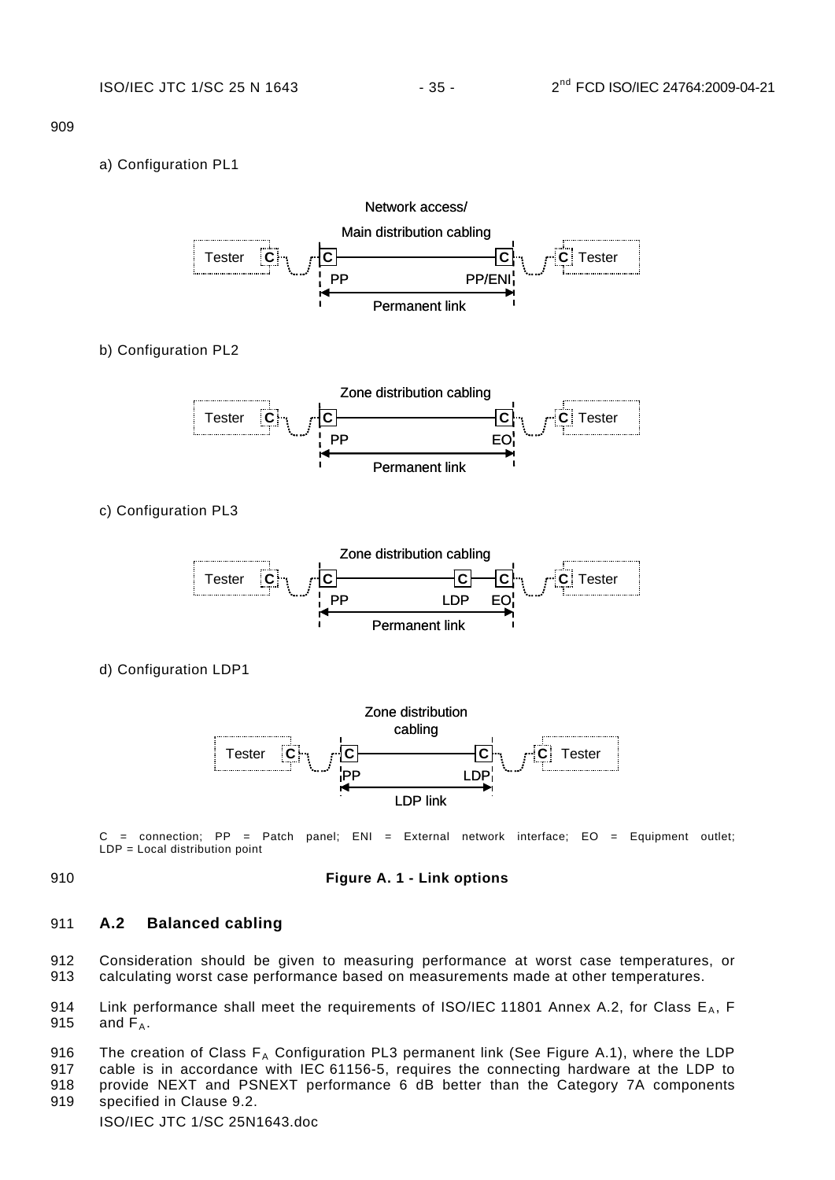a) Configuration PL1

Network access/
Main distribution cabling

Tester C C C C Tester
PP PP/ENI
Permanent link

b) Configuration PL2

Zone distribution cabling

Tester C C C C Tester
PP EO
Permanent link

c) Configuration PL3

Zone distribution cabling

Tester C C C C C Tester
PP LDP EO
Permanent link

d) Configuration LDP1

Zone distribution cabling

Tester C C C C Tester
PP LDP
LDP link

C = connection; PP = Patch panel; ENI = External network interface; EO = Equipment outlet; LDP = Local distribution point

**Figure A. 1 - Link options**

## A.2 Balanced cabling

Consideration should be given to measuring performance at worst case temperatures, or calculating worst case performance based on measurements made at other temperatures.

Link performance shall meet the requirements of ISO/IEC 11801 Annex A.2, for Class $E_A$, F and $F_A$.

The creation of Class $F_A$ Configuration PL3 permanent link (See Figure A.1), where the LDP cable is in accordance with IEC 61156-5, requires the connecting hardware at the LDP to provide NEXT and PSNEXT performance 6 dB better than the Category 7A components specified in Clause 9.2.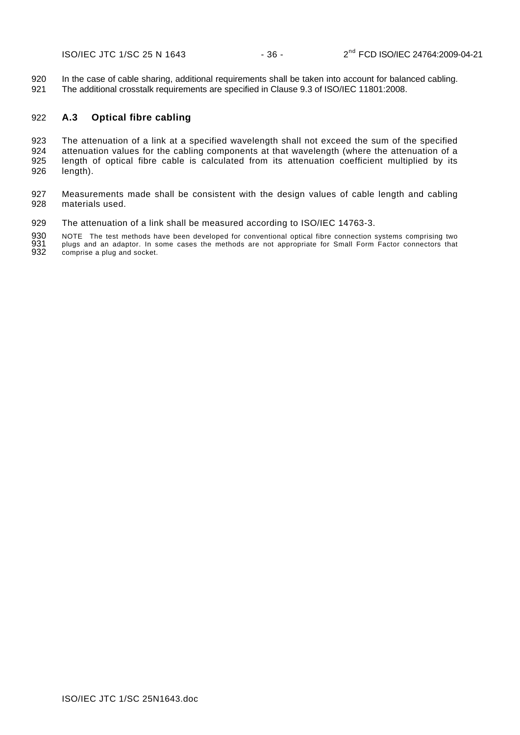In the case of cable sharing, additional requirements shall be taken into account for balanced cabling. The additional crosstalk requirements are specified in Clause 9.3 of ISO/IEC 11801:2008.

### A.3 Optical fibre cabling

The attenuation of a link at a specified wavelength shall not exceed the sum of the specified attenuation values for the cabling components at that wavelength (where the attenuation of a length of optical fibre cable is calculated from its attenuation coefficient multiplied by its length).

Measurements made shall be consistent with the design values of cable length and cabling materials used.

The attenuation of a link shall be measured according to ISO/IEC 14763-3.

NOTE The test methods have been developed for conventional optical fibre connection systems comprising two plugs and an adaptor. In some cases the methods are not appropriate for Small Form Factor connectors that comprise a plug and socket.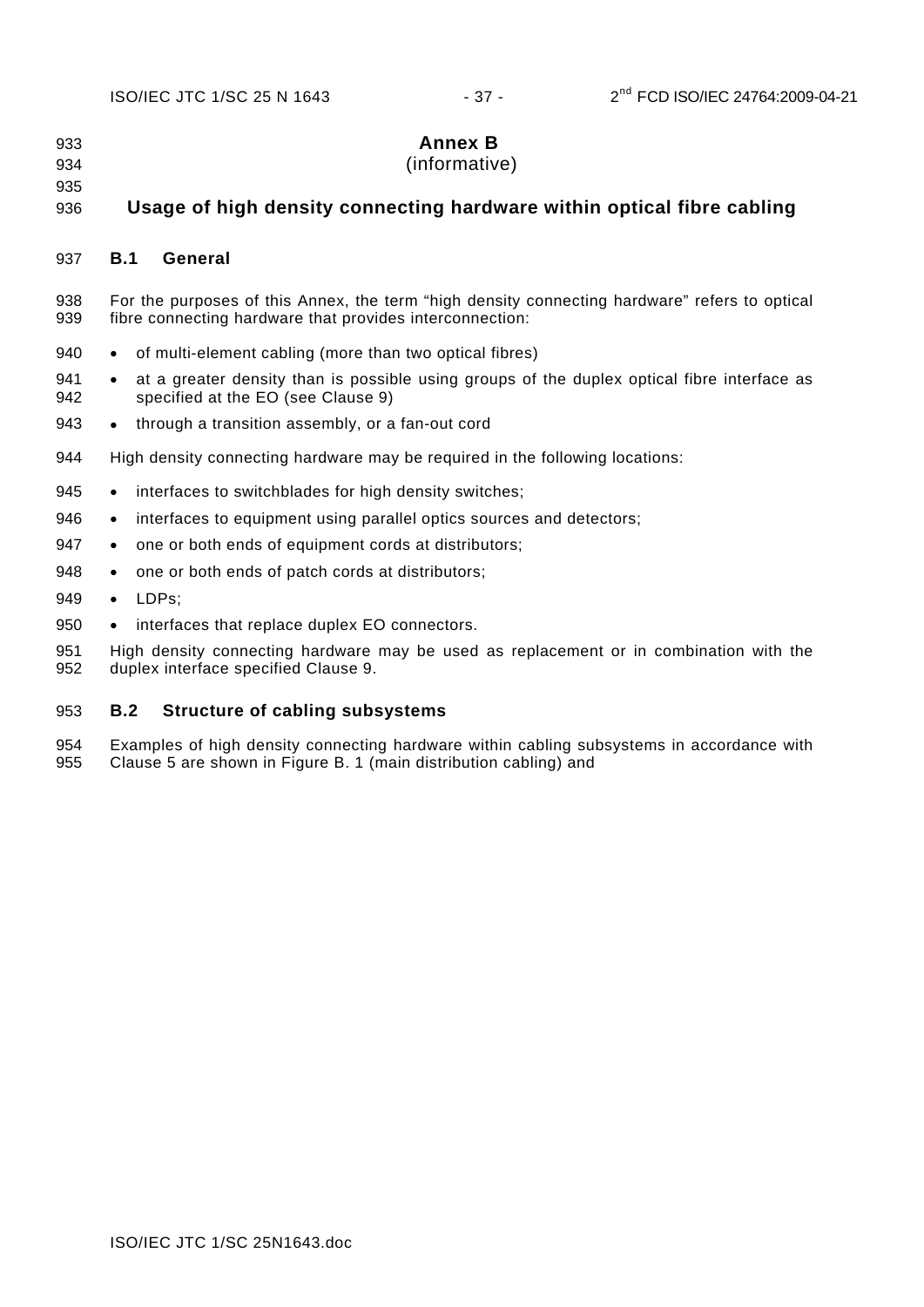# Annex B
(informative)

## Usage of high density connecting hardware within optical fibre cabling

### B.1 General

For the purposes of this Annex, the term "high density connecting hardware" refers to optical fibre connecting hardware that provides interconnection:

- of multi-element cabling (more than two optical fibres)
- at a greater density than is possible using groups of the duplex optical fibre interface as specified at the EO (see Clause 9)
- through a transition assembly, or a fan-out cord

High density connecting hardware may be required in the following locations:

- interfaces to switchblades for high density switches;
- interfaces to equipment using parallel optics sources and detectors;
- one or both ends of equipment cords at distributors;
- one or both ends of patch cords at distributors;
- LDPs;
- interfaces that replace duplex EO connectors.

High density connecting hardware may be used as replacement or in combination with the duplex interface specified Clause 9.

### B.2 Structure of cabling subsystems

Examples of high density connecting hardware within cabling subsystems in accordance with Clause 5 are shown in Figure B. 1 (main distribution cabling) and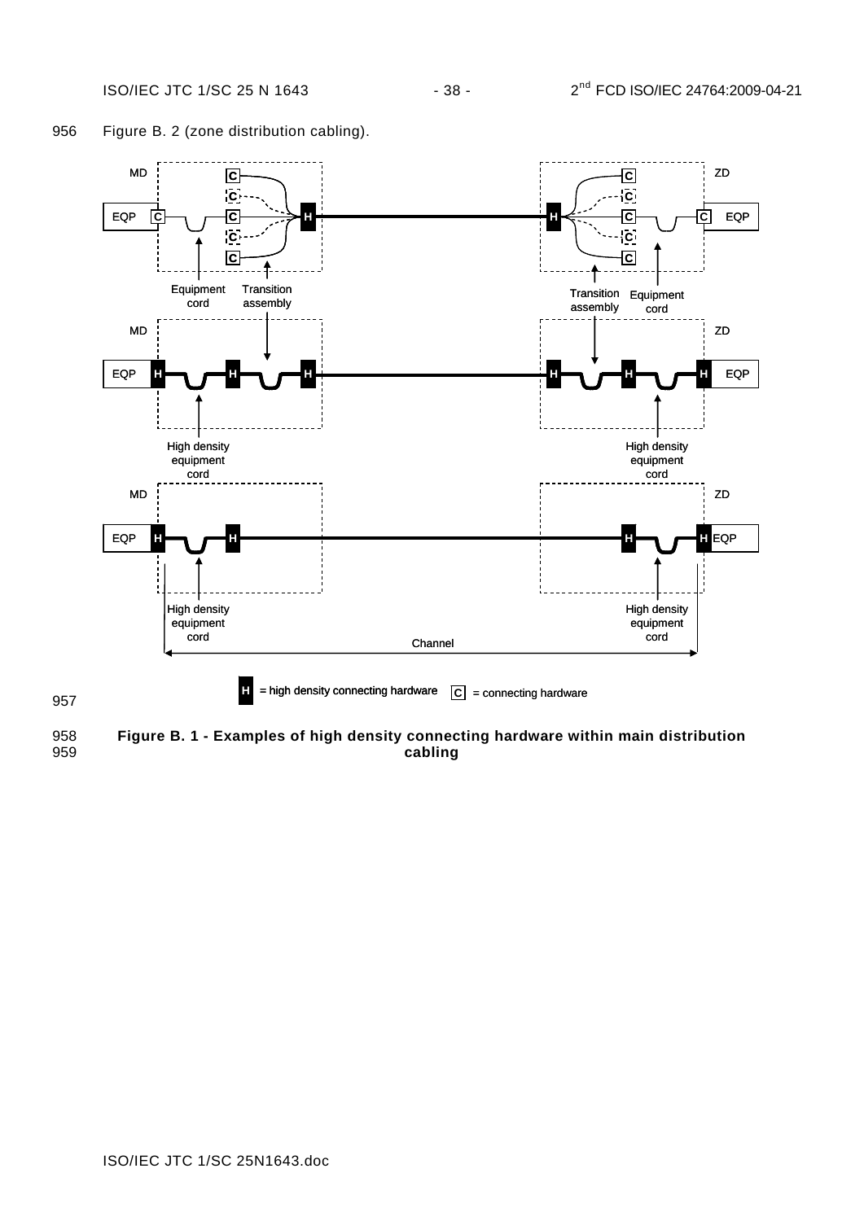Figure B. 2 (zone distribution cabling).

**Figure B. 1 - Examples of high density connecting hardware within main distribution cabling**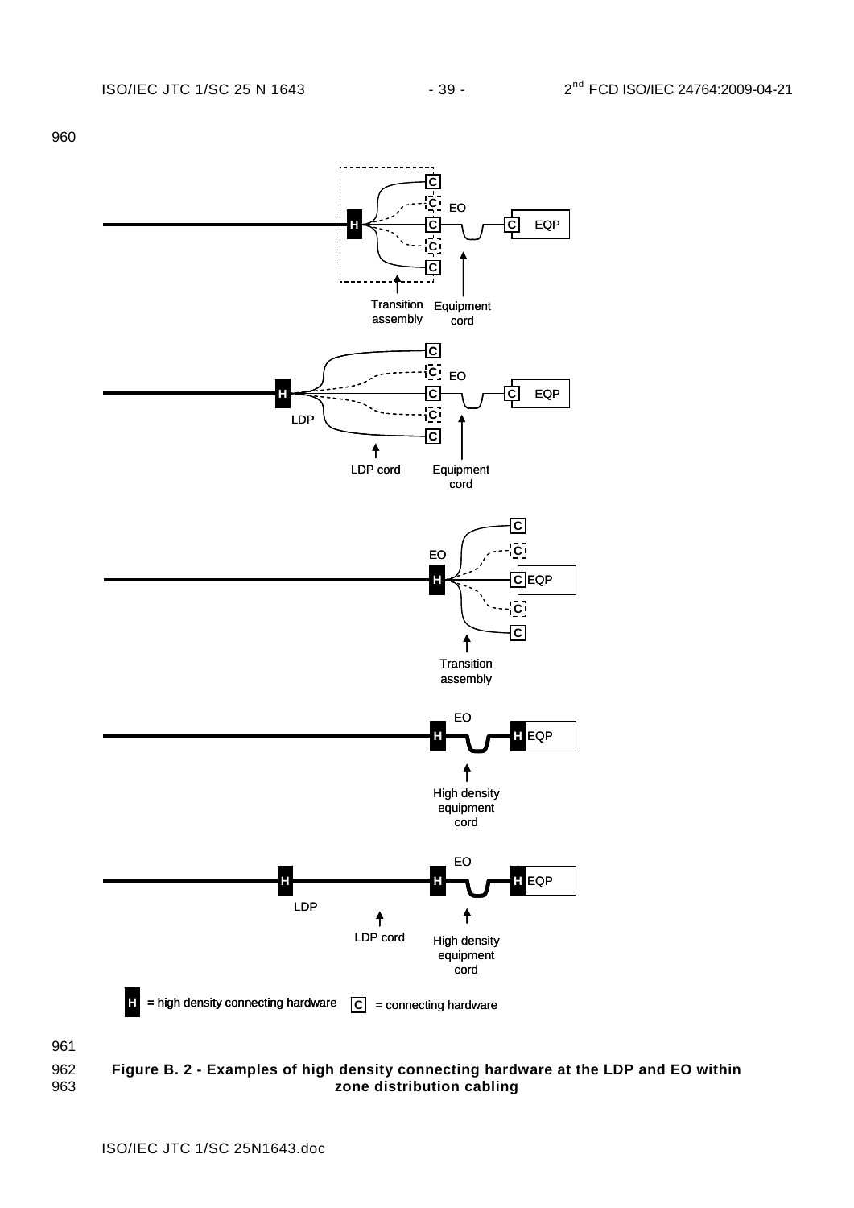Figure B. 2 - Examples of high density connecting hardware at the LDP and EO within zone distribution cabling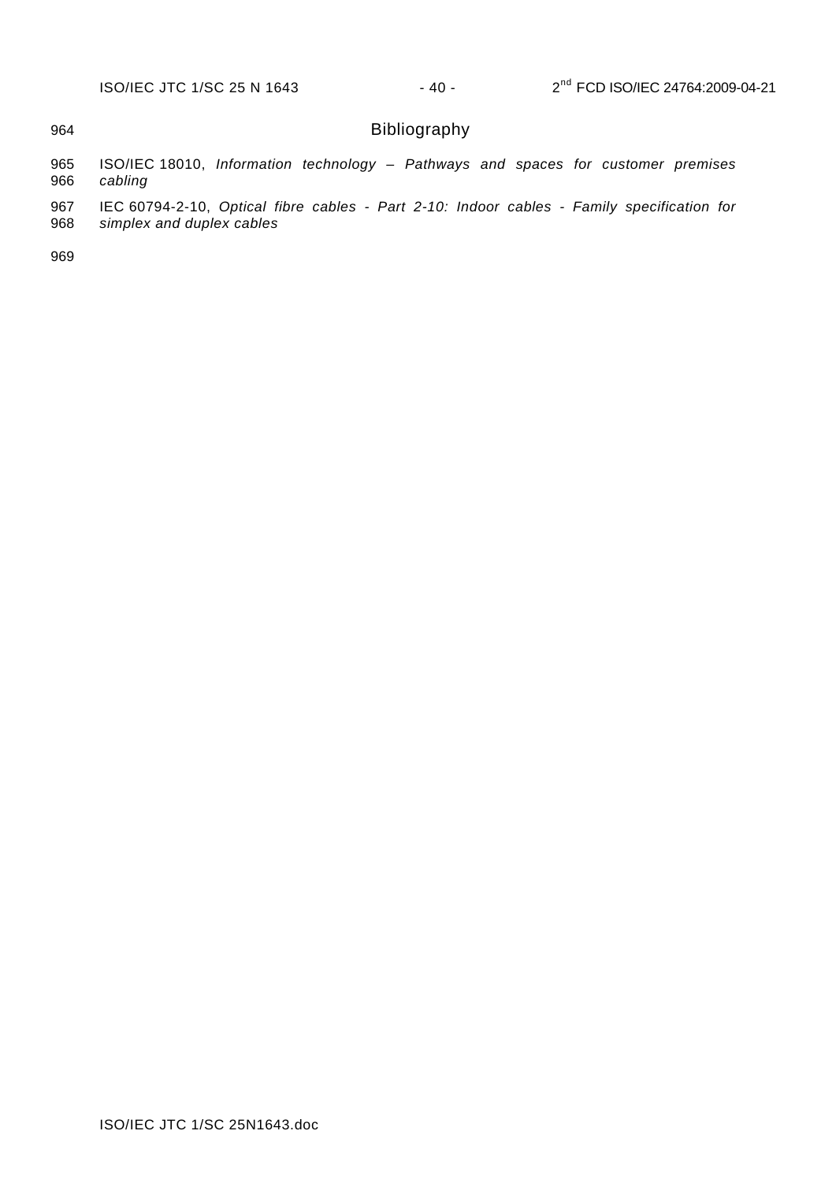# Bibliography

ISO/IEC 18010, *Information technology – Pathways and spaces for customer premises cabling*

IEC 60794-2-10, *Optical fibre cables - Part 2-10: Indoor cables - Family specification for simplex and duplex cables*